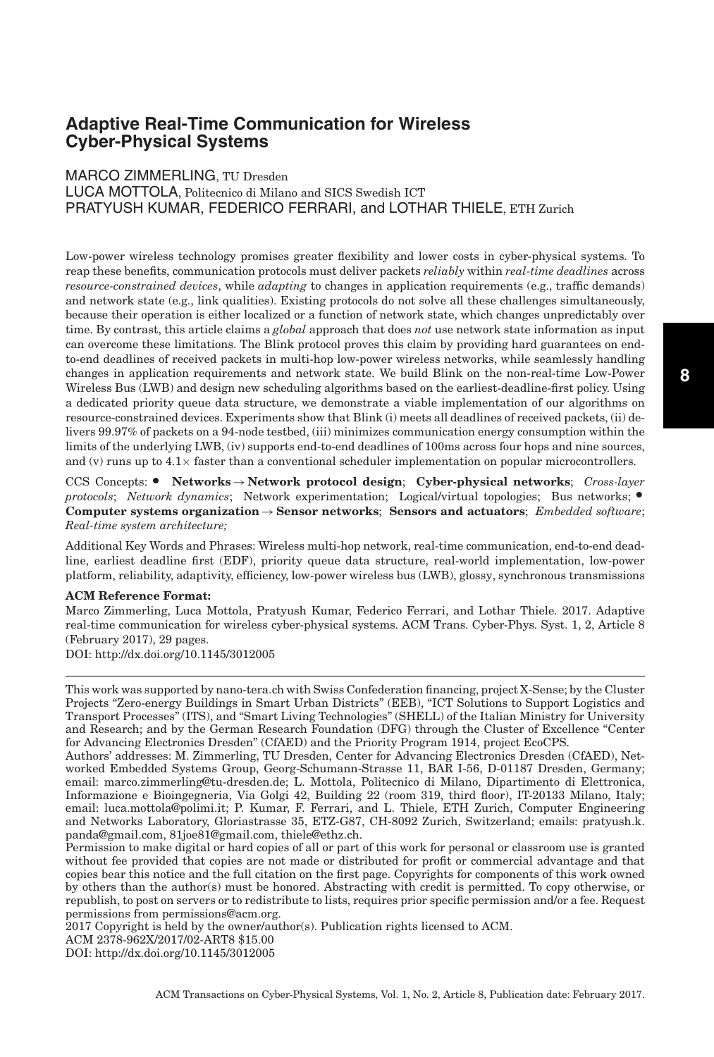# Adaptive Real-Time Communication for Wireless Cyber-Physical Systems

MARCO ZIMMERLING, TU Dresden
LUCA MOTTOLA, Politecnico di Milano and SICS Swedish ICT
PRATYUSH KUMAR, FEDERICO FERRARI, and LOTHAR THIELE, ETH Zurich

Low-power wireless technology promises greater flexibility and lower costs in cyber-physical systems. To reap these benefits, communication protocols must deliver packets *reliably* within *real-time deadlines* across *resource-constrained devices*, while *adapting* to changes in application requirements (e.g., traffic demands) and network state (e.g., link qualities). Existing protocols do not solve all these challenges simultaneously, because their operation is either localized or a function of network state, which changes unpredictably over time. By contrast, this article claims a *global* approach that does *not* use network state information as input can overcome these limitations. The Blink protocol proves this claim by providing hard guarantees on end-to-end deadlines of received packets in multi-hop low-power wireless networks, while seamlessly handling changes in application requirements and network state. We build Blink on the non-real-time Low-Power Wireless Bus (LWB) and design new scheduling algorithms based on the earliest-deadline-first policy. Using a dedicated priority queue data structure, we demonstrate a viable implementation of our algorithms on resource-constrained devices. Experiments show that Blink (i) meets all deadlines of received packets, (ii) delivers 99.97% of packets on a 94-node testbed, (iii) minimizes communication energy consumption within the limits of the underlying LWB, (iv) supports end-to-end deadlines of 100ms across four hops and nine sources, and (v) runs up to 4.1× faster than a conventional scheduler implementation on popular microcontrollers.

CCS Concepts: • **Networks → Network protocol design**; **Cyber-physical networks**; *Cross-layer protocols*; *Network dynamics*; Network experimentation; Logical/virtual topologies; Bus networks; • **Computer systems organization → Sensor networks**; **Sensors and actuators**; *Embedded software*; *Real-time system architecture;*

Additional Key Words and Phrases: Wireless multi-hop network, real-time communication, end-to-end deadline, earliest deadline first (EDF), priority queue data structure, real-world implementation, low-power platform, reliability, adaptivity, efficiency, low-power wireless bus (LWB), glossy, synchronous transmissions

**ACM Reference Format:**
Marco Zimmerling, Luca Mottola, Pratyush Kumar, Federico Ferrari, and Lothar Thiele. 2017. Adaptive real-time communication for wireless cyber-physical systems. ACM Trans. Cyber-Phys. Syst. 1, 2, Article 8 (February 2017), 29 pages.
DOI: http://dx.doi.org/10.1145/3012005

---

This work was supported by nano-tera.ch with Swiss Confederation financing, project X-Sense; by the Cluster Projects "Zero-energy Buildings in Smart Urban Districts" (EEB), "ICT Solutions to Support Logistics and Transport Processes" (ITS), and "Smart Living Technologies" (SHELL) of the Italian Ministry for University and Research; and by the German Research Foundation (DFG) through the Cluster of Excellence "Center for Advancing Electronics Dresden" (CfAED) and the Priority Program 1914, project EcoCPS.

Authors' addresses: M. Zimmerling, TU Dresden, Center for Advancing Electronics Dresden (CfAED), Networked Embedded Systems Group, Georg-Schumann-Strasse 11, BAR I-56, D-01187 Dresden, Germany; email: marco.zimmerling@tu-dresden.de; L. Mottola, Politecnico di Milano, Dipartimento di Elettronica, Informazione e Bioingegneria, Via Golgi 42, Building 22 (room 319, third floor), IT-20133 Milano, Italy; email: luca.mottola@polimi.it; P. Kumar, F. Ferrari, and L. Thiele, ETH Zurich, Computer Engineering and Networks Laboratory, Gloriastrasse 35, ETZ-G87, CH-8092 Zurich, Switzerland; emails: pratyush.k.panda@gmail.com, 81joe81@gmail.com, thiele@ethz.ch.

Permission to make digital or hard copies of all or part of this work for personal or classroom use is granted without fee provided that copies are not made or distributed for profit or commercial advantage and that copies bear this notice and the full citation on the first page. Copyrights for components of this work owned by others than the author(s) must be honored. Abstracting with credit is permitted. To copy otherwise, or republish, to post on servers or to redistribute to lists, requires prior specific permission and/or a fee. Request permissions from permissions@acm.org.

2017 Copyright is held by the owner/author(s). Publication rights licensed to ACM.
ACM 2378-962X/2017/02-ART8 $15.00
DOI: http://dx.doi.org/10.1145/3012005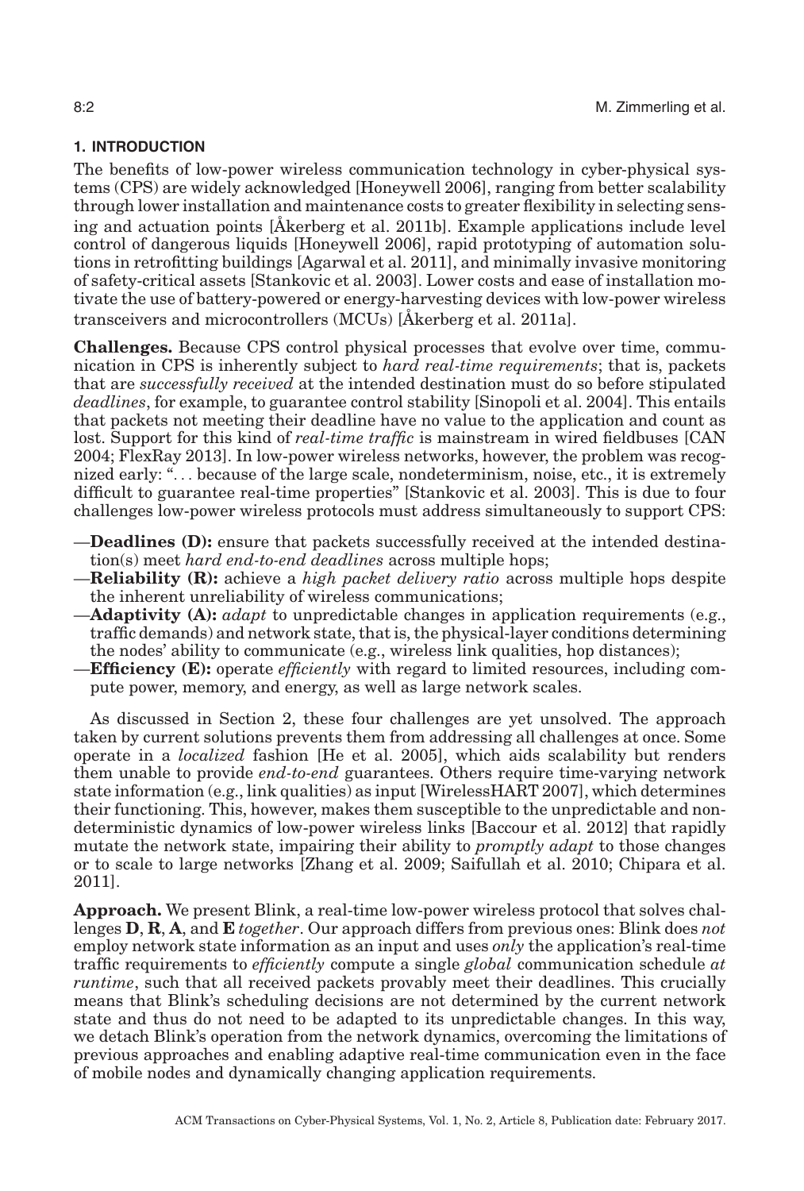## 1. INTRODUCTION

The benefits of low-power wireless communication technology in cyber-physical systems (CPS) are widely acknowledged [Honeywell 2006], ranging from better scalability through lower installation and maintenance costs to greater flexibility in selecting sensing and actuation points [Åkerberg et al. 2011b]. Example applications include level control of dangerous liquids [Honeywell 2006], rapid prototyping of automation solutions in retrofitting buildings [Agarwal et al. 2011], and minimally invasive monitoring of safety-critical assets [Stankovic et al. 2003]. Lower costs and ease of installation motivate the use of battery-powered or energy-harvesting devices with low-power wireless transceivers and microcontrollers (MCUs) [Åkerberg et al. 2011a].

**Challenges.** Because CPS control physical processes that evolve over time, communication in CPS is inherently subject to *hard real-time requirements*; that is, packets that are *successfully received* at the intended destination must do so before stipulated *deadlines*, for example, to guarantee control stability [Sinopoli et al. 2004]. This entails that packets not meeting their deadline have no value to the application and count as lost. Support for this kind of *real-time traffic* is mainstream in wired fieldbuses [CAN 2004; FlexRay 2013]. In low-power wireless networks, however, the problem was recognized early: "... because of the large scale, nondeterminism, noise, etc., it is extremely difficult to guarantee real-time properties" [Stankovic et al. 2003]. This is due to four challenges low-power wireless protocols must address simultaneously to support CPS:

—**Deadlines (D):** ensure that packets successfully received at the intended destination(s) meet *hard end-to-end deadlines* across multiple hops;
—**Reliability (R):** achieve a *high packet delivery ratio* across multiple hops despite the inherent unreliability of wireless communications;
—**Adaptivity (A):** *adapt* to unpredictable changes in application requirements (e.g., traffic demands) and network state, that is, the physical-layer conditions determining the nodes' ability to communicate (e.g., wireless link qualities, hop distances);
—**Efficiency (E):** operate *efficiently* with regard to limited resources, including compute power, memory, and energy, as well as large network scales.

As discussed in Section 2, these four challenges are yet unsolved. The approach taken by current solutions prevents them from addressing all challenges at once. Some operate in a *localized* fashion [He et al. 2005], which aids scalability but renders them unable to provide *end-to-end* guarantees. Others require time-varying network state information (e.g., link qualities) as input [WirelessHART 2007], which determines their functioning. This, however, makes them susceptible to the unpredictable and nondeterministic dynamics of low-power wireless links [Baccour et al. 2012] that rapidly mutate the network state, impairing their ability to *promptly adapt* to those changes or to scale to large networks [Zhang et al. 2009; Saifullah et al. 2010; Chipara et al. 2011].

**Approach.** We present Blink, a real-time low-power wireless protocol that solves challenges **D**, **R**, **A**, and **E** *together*. Our approach differs from previous ones: Blink does *not* employ network state information as an input and uses *only* the application's real-time traffic requirements to *efficiently* compute a single *global* communication schedule *at runtime*, such that all received packets provably meet their deadlines. This crucially means that Blink's scheduling decisions are not determined by the current network state and thus do not need to be adapted to its unpredictable changes. In this way, we detach Blink's operation from the network dynamics, overcoming the limitations of previous approaches and enabling adaptive real-time communication even in the face of mobile nodes and dynamically changing application requirements.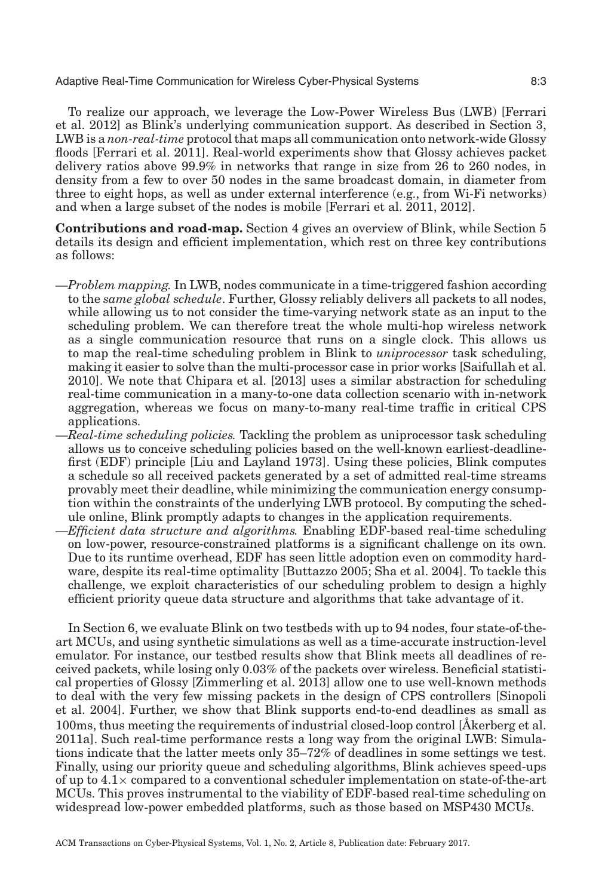To realize our approach, we leverage the Low-Power Wireless Bus (LWB) [Ferrari et al. 2012] as Blink's underlying communication support. As described in Section 3, LWB is a *non-real-time* protocol that maps all communication onto network-wide Glossy floods [Ferrari et al. 2011]. Real-world experiments show that Glossy achieves packet delivery ratios above 99.9% in networks that range in size from 26 to 260 nodes, in density from a few to over 50 nodes in the same broadcast domain, in diameter from three to eight hops, as well as under external interference (e.g., from Wi-Fi networks) and when a large subset of the nodes is mobile [Ferrari et al. 2011, 2012].

**Contributions and road-map.** Section 4 gives an overview of Blink, while Section 5 details its design and efficient implementation, which rest on three key contributions as follows:

—*Problem mapping.* In LWB, nodes communicate in a time-triggered fashion according to the *same global schedule*. Further, Glossy reliably delivers all packets to all nodes, while allowing us to not consider the time-varying network state as an input to the scheduling problem. We can therefore treat the whole multi-hop wireless network as a single communication resource that runs on a single clock. This allows us to map the real-time scheduling problem in Blink to *uniprocessor* task scheduling, making it easier to solve than the multi-processor case in prior works [Saifullah et al. 2010]. We note that Chipara et al. [2013] uses a similar abstraction for scheduling real-time communication in a many-to-one data collection scenario with in-network aggregation, whereas we focus on many-to-many real-time traffic in critical CPS applications.

—*Real-time scheduling policies.* Tackling the problem as uniprocessor task scheduling allows us to conceive scheduling policies based on the well-known earliest-deadline-first (EDF) principle [Liu and Layland 1973]. Using these policies, Blink computes a schedule so all received packets generated by a set of admitted real-time streams provably meet their deadline, while minimizing the communication energy consumption within the constraints of the underlying LWB protocol. By computing the schedule online, Blink promptly adapts to changes in the application requirements.

—*Efficient data structure and algorithms.* Enabling EDF-based real-time scheduling on low-power, resource-constrained platforms is a significant challenge on its own. Due to its runtime overhead, EDF has seen little adoption even on commodity hardware, despite its real-time optimality [Buttazzo 2005; Sha et al. 2004]. To tackle this challenge, we exploit characteristics of our scheduling problem to design a highly efficient priority queue data structure and algorithms that take advantage of it.

In Section 6, we evaluate Blink on two testbeds with up to 94 nodes, four state-of-the-art MCUs, and using synthetic simulations as well as a time-accurate instruction-level emulator. For instance, our testbed results show that Blink meets all deadlines of received packets, while losing only 0.03% of the packets over wireless. Beneficial statistical properties of Glossy [Zimmerling et al. 2013] allow one to use well-known methods to deal with the very few missing packets in the design of CPS controllers [Sinopoli et al. 2004]. Further, we show that Blink supports end-to-end deadlines as small as 100ms, thus meeting the requirements of industrial closed-loop control [Åkerberg et al. 2011a]. Such real-time performance rests a long way from the original LWB: Simulations indicate that the latter meets only 35–72% of deadlines in some settings we test. Finally, using our priority queue and scheduling algorithms, Blink achieves speed-ups of up to 4.1× compared to a conventional scheduler implementation on state-of-the-art MCUs. This proves instrumental to the viability of EDF-based real-time scheduling on widespread low-power embedded platforms, such as those based on MSP430 MCUs.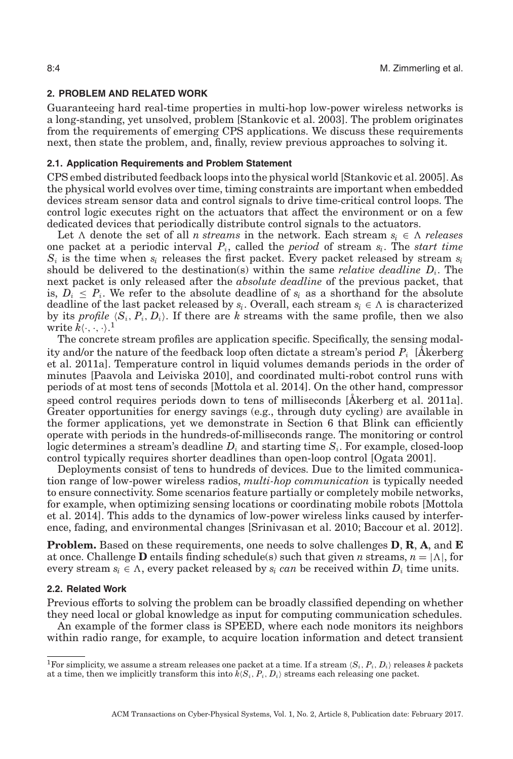## 2. PROBLEM AND RELATED WORK

Guaranteeing hard real-time properties in multi-hop low-power wireless networks is a long-standing, yet unsolved, problem [Stankovic et al. 2003]. The problem originates from the requirements of emerging CPS applications. We discuss these requirements next, then state the problem, and, finally, review previous approaches to solving it.

### 2.1. Application Requirements and Problem Statement

CPS embed distributed feedback loops into the physical world [Stankovic et al. 2005]. As the physical world evolves over time, timing constraints are important when embedded devices stream sensor data and control signals to drive time-critical control loops. The control logic executes right on the actuators that affect the environment or on a few dedicated devices that periodically distribute control signals to the actuators.

Let $\Lambda$ denote the set of all $n$ *streams* in the network. Each stream $s_i \in \Lambda$ *releases* one packet at a periodic interval $P_i$, called the *period* of stream $s_i$. The *start time* $S_i$ is the time when $s_i$ releases the first packet. Every packet released by stream $s_i$ should be delivered to the destination(s) within the same *relative deadline* $D_i$. The next packet is only released after the *absolute deadline* of the previous packet, that is, $D_i \leq P_i$. We refer to the absolute deadline of $s_i$ as a shorthand for the absolute deadline of the last packet released by $s_i$. Overall, each stream $s_i \in \Lambda$ is characterized by its *profile* $\langle S_i, P_i, D_i \rangle$. If there are $k$ streams with the same profile, then we also write $k\langle \cdot, \cdot, \cdot \rangle$.[1]

The concrete stream profiles are application specific. Specifically, the sensing modality and/or the nature of the feedback loop often dictate a stream's period $P_i$ [Åkerberg et al. 2011a]. Temperature control in liquid volumes demands periods in the order of minutes [Paavola and Leiviska 2010], and coordinated multi-robot control runs with periods of at most tens of seconds [Mottola et al. 2014]. On the other hand, compressor speed control requires periods down to tens of milliseconds [Åkerberg et al. 2011a]. Greater opportunities for energy savings (e.g., through duty cycling) are available in the former applications, yet we demonstrate in Section 6 that Blink can efficiently operate with periods in the hundreds-of-milliseconds range. The monitoring or control logic determines a stream's deadline $D_i$ and starting time $S_i$. For example, closed-loop control typically requires shorter deadlines than open-loop control [Ogata 2001].

Deployments consist of tens to hundreds of devices. Due to the limited communication range of low-power wireless radios, *multi-hop communication* is typically needed to ensure connectivity. Some scenarios feature partially or completely mobile networks, for example, when optimizing sensing locations or coordinating mobile robots [Mottola et al. 2014]. This adds to the dynamics of low-power wireless links caused by interference, fading, and environmental changes [Srinivasan et al. 2010; Baccour et al. 2012].

**Problem.** Based on these requirements, one needs to solve challenges **D**, **R**, **A**, and **E** at once. Challenge **D** entails finding schedule(s) such that given $n$ streams, $n = |\Lambda|$, for every stream $s_i \in \Lambda$, every packet released by $s_i$ *can* be received within $D_i$ time units.

### 2.2. Related Work

Previous efforts to solving the problem can be broadly classified depending on whether they need local or global knowledge as input for computing communication schedules.

An example of the former class is SPEED, where each node monitors its neighbors within radio range, for example, to acquire location information and detect transient

[1] For simplicity, we assume a stream releases one packet at a time. If a stream $\langle S_i, P_i, D_i \rangle$ releases $k$ packets at a time, then we implicitly transform this into $k\langle S_i, P_i, D_i \rangle$ streams each releasing one packet.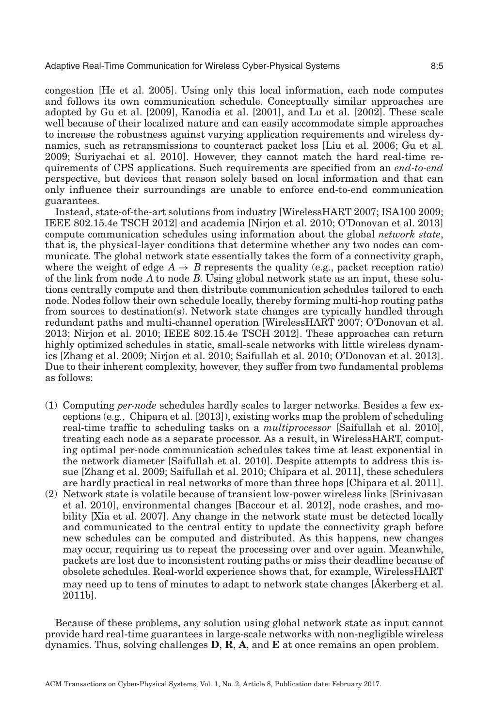congestion [He et al. 2005]. Using only this local information, each node computes and follows its own communication schedule. Conceptually similar approaches are adopted by Gu et al. [2009], Kanodia et al. [2001], and Lu et al. [2002]. These scale well because of their localized nature and can easily accommodate simple approaches to increase the robustness against varying application requirements and wireless dynamics, such as retransmissions to counteract packet loss [Liu et al. 2006; Gu et al. 2009; Suriyachai et al. 2010]. However, they cannot match the hard real-time requirements of CPS applications. Such requirements are specified from an *end-to-end* perspective, but devices that reason solely based on local information and that can only influence their surroundings are unable to enforce end-to-end communication guarantees.

Instead, state-of-the-art solutions from industry [WirelessHART 2007; ISA100 2009; IEEE 802.15.4e TSCH 2012] and academia [Nirjon et al. 2010; O'Donovan et al. 2013] compute communication schedules using information about the global *network state*, that is, the physical-layer conditions that determine whether any two nodes can communicate. The global network state essentially takes the form of a connectivity graph, where the weight of edge $A \rightarrow B$ represents the quality (e.g., packet reception ratio) of the link from node $A$ to node $B$. Using global network state as an input, these solutions centrally compute and then distribute communication schedules tailored to each node. Nodes follow their own schedule locally, thereby forming multi-hop routing paths from sources to destination(s). Network state changes are typically handled through redundant paths and multi-channel operation [WirelessHART 2007; O'Donovan et al. 2013; Nirjon et al. 2010; IEEE 802.15.4e TSCH 2012]. These approaches can return highly optimized schedules in static, small-scale networks with little wireless dynamics [Zhang et al. 2009; Nirjon et al. 2010; Saifullah et al. 2010; O'Donovan et al. 2013]. Due to their inherent complexity, however, they suffer from two fundamental problems as follows:

(1) Computing *per-node* schedules hardly scales to larger networks. Besides a few exceptions (e.g., Chipara et al. [2013]), existing works map the problem of scheduling real-time traffic to scheduling tasks on a *multiprocessor* [Saifullah et al. 2010], treating each node as a separate processor. As a result, in WirelessHART, computing optimal per-node communication schedules takes time at least exponential in the network diameter [Saifullah et al. 2010]. Despite attempts to address this issue [Zhang et al. 2009; Saifullah et al. 2010; Chipara et al. 2011], these schedulers are hardly practical in real networks of more than three hops [Chipara et al. 2011].
(2) Network state is volatile because of transient low-power wireless links [Srinivasan et al. 2010], environmental changes [Baccour et al. 2012], node crashes, and mobility [Xia et al. 2007]. Any change in the network state must be detected locally and communicated to the central entity to update the connectivity graph before new schedules can be computed and distributed. As this happens, new changes may occur, requiring us to repeat the processing over and over again. Meanwhile, packets are lost due to inconsistent routing paths or miss their deadline because of obsolete schedules. Real-world experience shows that, for example, WirelessHART may need up to tens of minutes to adapt to network state changes [Åkerberg et al. 2011b].

Because of these problems, any solution using global network state as input cannot provide hard real-time guarantees in large-scale networks with non-negligible wireless dynamics. Thus, solving challenges **D**, **R**, **A**, and **E** at once remains an open problem.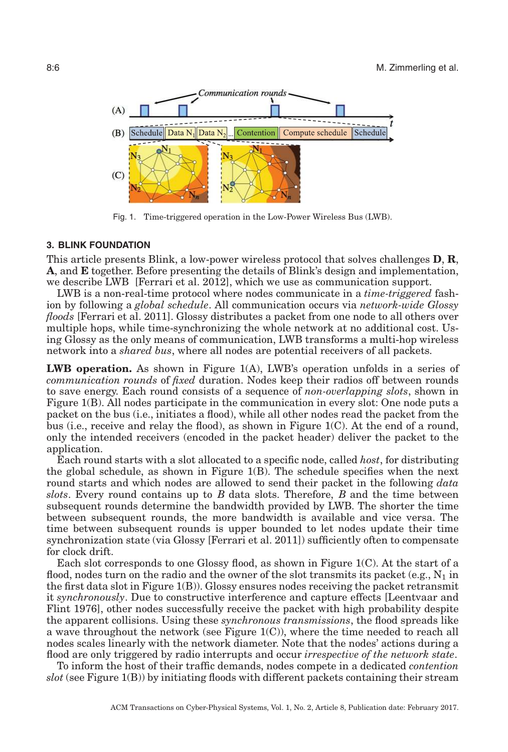Fig. 1. Time-triggered operation in the Low-Power Wireless Bus (LWB).

## 3. BLINK FOUNDATION

This article presents Blink, a low-power wireless protocol that solves challenges **D**, **R**, **A**, and **E** together. Before presenting the details of Blink's design and implementation, we describe LWB [Ferrari et al. 2012], which we use as communication support.

LWB is a non-real-time protocol where nodes communicate in a *time-triggered* fashion by following a *global schedule*. All communication occurs via *network-wide Glossy floods* [Ferrari et al. 2011]. Glossy distributes a packet from one node to all others over multiple hops, while time-synchronizing the whole network at no additional cost. Using Glossy as the only means of communication, LWB transforms a multi-hop wireless network into a *shared bus*, where all nodes are potential receivers of all packets.

**LWB operation.** As shown in Figure 1(A), LWB's operation unfolds in a series of *communication rounds* of *fixed* duration. Nodes keep their radios off between rounds to save energy. Each round consists of a sequence of *non-overlapping slots*, shown in Figure 1(B). All nodes participate in the communication in every slot: One node puts a packet on the bus (i.e., initiates a flood), while all other nodes read the packet from the bus (i.e., receive and relay the flood), as shown in Figure 1(C). At the end of a round, only the intended receivers (encoded in the packet header) deliver the packet to the application.

Each round starts with a slot allocated to a specific node, called *host*, for distributing the global schedule, as shown in Figure 1(B). The schedule specifies when the next round starts and which nodes are allowed to send their packet in the following *data slots*. Every round contains up to $B$ data slots. Therefore, $B$ and the time between subsequent rounds determine the bandwidth provided by LWB. The shorter the time between subsequent rounds, the more bandwidth is available and vice versa. The time between subsequent rounds is upper bounded to let nodes update their time synchronization state (via Glossy [Ferrari et al. 2011]) sufficiently often to compensate for clock drift.

Each slot corresponds to one Glossy flood, as shown in Figure 1(C). At the start of a flood, nodes turn on the radio and the owner of the slot transmits its packet (e.g., $N_1$ in the first data slot in Figure 1(B)). Glossy ensures nodes receiving the packet retransmit it *synchronously*. Due to constructive interference and capture effects [Leentvaar and Flint 1976], other nodes successfully receive the packet with high probability despite the apparent collisions. Using these *synchronous transmissions*, the flood spreads like a wave throughout the network (see Figure 1(C)), where the time needed to reach all nodes scales linearly with the network diameter. Note that the nodes' actions during a flood are only triggered by radio interrupts and occur *irrespective of the network state*.

To inform the host of their traffic demands, nodes compete in a dedicated *contention slot* (see Figure 1(B)) by initiating floods with different packets containing their stream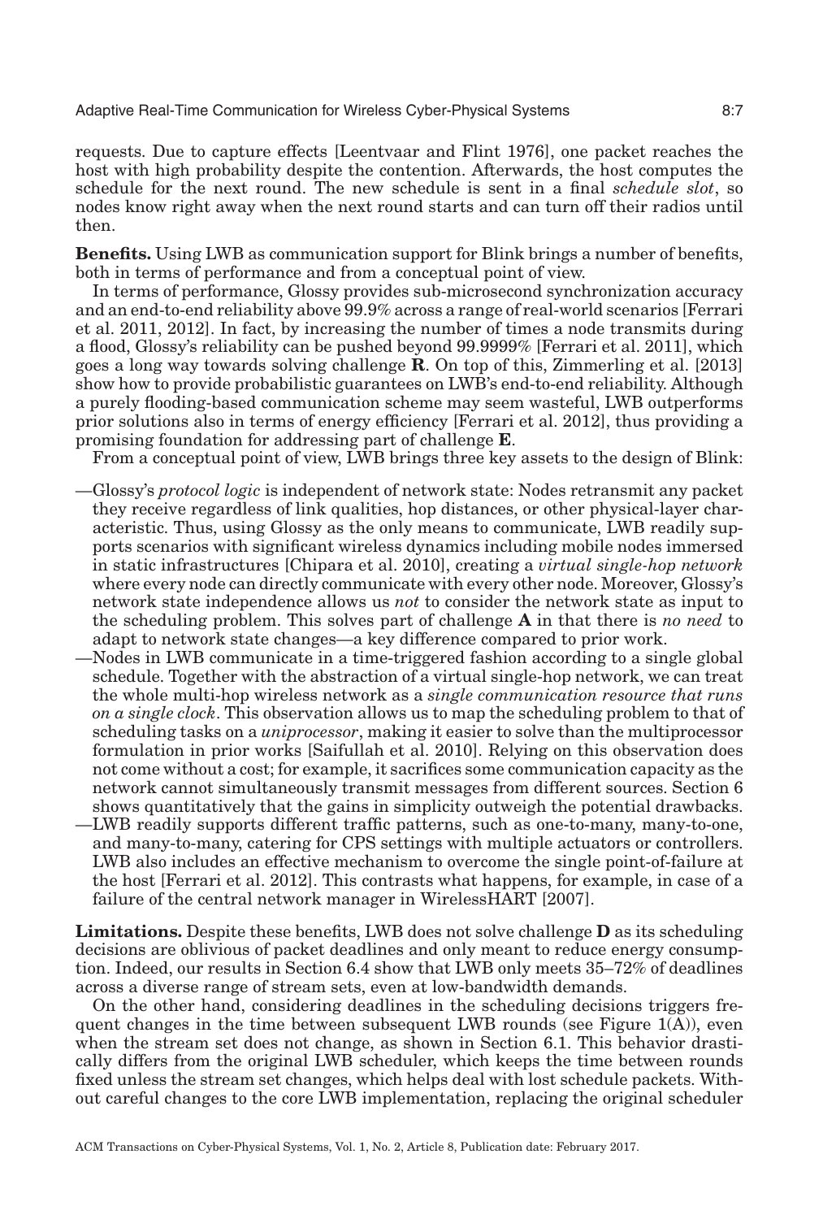requests. Due to capture effects [Leentvaar and Flint 1976], one packet reaches the host with high probability despite the contention. Afterwards, the host computes the schedule for the next round. The new schedule is sent in a final *schedule slot*, so nodes know right away when the next round starts and can turn off their radios until then.

**Benefits.** Using LWB as communication support for Blink brings a number of benefits, both in terms of performance and from a conceptual point of view.

In terms of performance, Glossy provides sub-microsecond synchronization accuracy and an end-to-end reliability above 99.9% across a range of real-world scenarios [Ferrari et al. 2011, 2012]. In fact, by increasing the number of times a node transmits during a flood, Glossy's reliability can be pushed beyond 99.9999% [Ferrari et al. 2011], which goes a long way towards solving challenge **R**. On top of this, Zimmerling et al. [2013] show how to provide probabilistic guarantees on LWB's end-to-end reliability. Although a purely flooding-based communication scheme may seem wasteful, LWB outperforms prior solutions also in terms of energy efficiency [Ferrari et al. 2012], thus providing a promising foundation for addressing part of challenge **E**.

From a conceptual point of view, LWB brings three key assets to the design of Blink:

—Glossy's *protocol logic* is independent of network state: Nodes retransmit any packet they receive regardless of link qualities, hop distances, or other physical-layer characteristic. Thus, using Glossy as the only means to communicate, LWB readily supports scenarios with significant wireless dynamics including mobile nodes immersed in static infrastructures [Chipara et al. 2010], creating a *virtual single-hop network* where every node can directly communicate with every other node. Moreover, Glossy's network state independence allows us *not* to consider the network state as input to the scheduling problem. This solves part of challenge **A** in that there is *no need* to adapt to network state changes—a key difference compared to prior work.

—Nodes in LWB communicate in a time-triggered fashion according to a single global schedule. Together with the abstraction of a virtual single-hop network, we can treat the whole multi-hop wireless network as a *single communication resource that runs on a single clock*. This observation allows us to map the scheduling problem to that of scheduling tasks on a *uniprocessor*, making it easier to solve than the multiprocessor formulation in prior works [Saifullah et al. 2010]. Relying on this observation does not come without a cost; for example, it sacrifices some communication capacity as the network cannot simultaneously transmit messages from different sources. Section 6 shows quantitatively that the gains in simplicity outweigh the potential drawbacks.

—LWB readily supports different traffic patterns, such as one-to-many, many-to-one, and many-to-many, catering for CPS settings with multiple actuators or controllers. LWB also includes an effective mechanism to overcome the single point-of-failure at the host [Ferrari et al. 2012]. This contrasts what happens, for example, in case of a failure of the central network manager in WirelessHART [2007].

**Limitations.** Despite these benefits, LWB does not solve challenge **D** as its scheduling decisions are oblivious of packet deadlines and only meant to reduce energy consumption. Indeed, our results in Section 6.4 show that LWB only meets 35–72% of deadlines across a diverse range of stream sets, even at low-bandwidth demands.

On the other hand, considering deadlines in the scheduling decisions triggers frequent changes in the time between subsequent LWB rounds (see Figure 1(A)), even when the stream set does not change, as shown in Section 6.1. This behavior drastically differs from the original LWB scheduler, which keeps the time between rounds fixed unless the stream set changes, which helps deal with lost schedule packets. Without careful changes to the core LWB implementation, replacing the original scheduler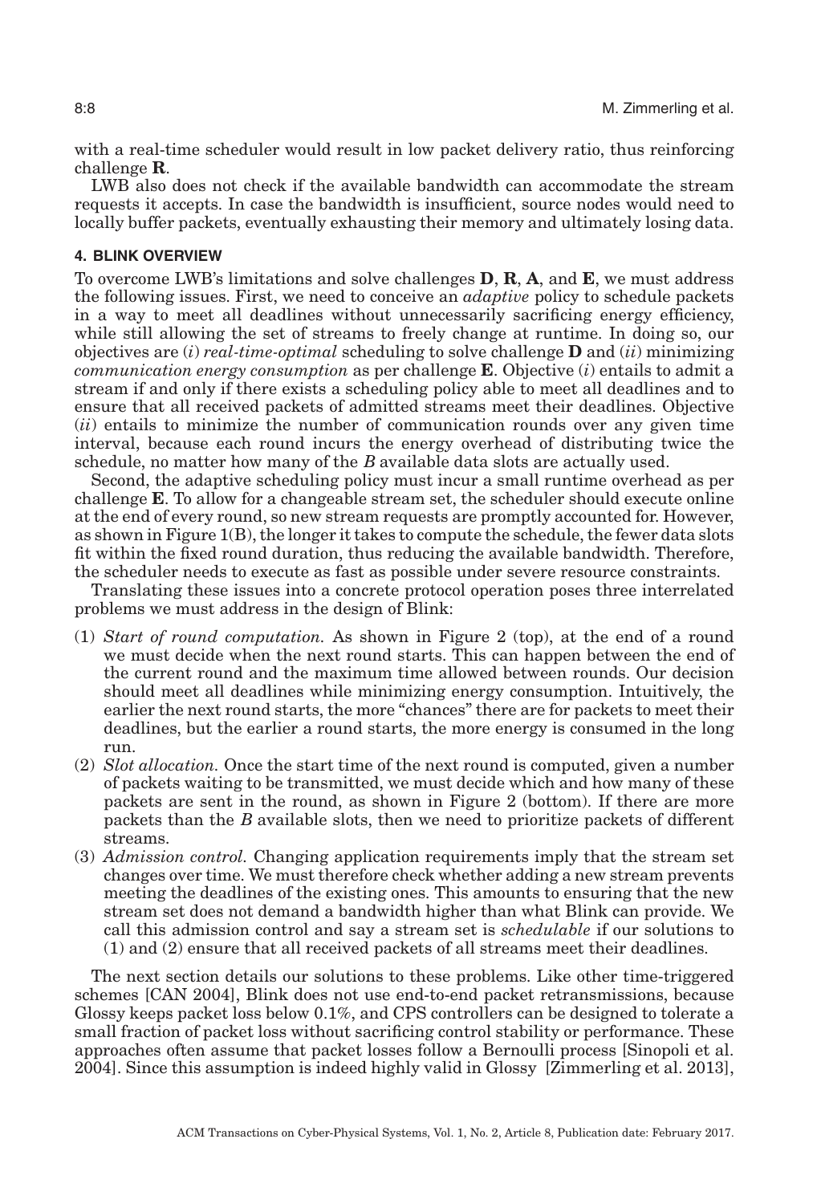with a real-time scheduler would result in low packet delivery ratio, thus reinforcing challenge **R**.

LWB also does not check if the available bandwidth can accommodate the stream requests it accepts. In case the bandwidth is insufficient, source nodes would need to locally buffer packets, eventually exhausting their memory and ultimately losing data.

## 4. BLINK OVERVIEW

To overcome LWB's limitations and solve challenges **D**, **R**, **A**, and **E**, we must address the following issues. First, we need to conceive an *adaptive* policy to schedule packets in a way to meet all deadlines without unnecessarily sacrificing energy efficiency, while still allowing the set of streams to freely change at runtime. In doing so, our objectives are (*i*) *real-time-optimal* scheduling to solve challenge **D** and (*ii*) minimizing *communication energy consumption* as per challenge **E**. Objective (*i*) entails to admit a stream if and only if there exists a scheduling policy able to meet all deadlines and to ensure that all received packets of admitted streams meet their deadlines. Objective (*ii*) entails to minimize the number of communication rounds over any given time interval, because each round incurs the energy overhead of distributing twice the schedule, no matter how many of the $B$ available data slots are actually used.

Second, the adaptive scheduling policy must incur a small runtime overhead as per challenge **E**. To allow for a changeable stream set, the scheduler should execute online at the end of every round, so new stream requests are promptly accounted for. However, as shown in Figure 1(B), the longer it takes to compute the schedule, the fewer data slots fit within the fixed round duration, thus reducing the available bandwidth. Therefore, the scheduler needs to execute as fast as possible under severe resource constraints.

Translating these issues into a concrete protocol operation poses three interrelated problems we must address in the design of Blink:

(1) *Start of round computation.* As shown in Figure 2 (top), at the end of a round we must decide when the next round starts. This can happen between the end of the current round and the maximum time allowed between rounds. Our decision should meet all deadlines while minimizing energy consumption. Intuitively, the earlier the next round starts, the more "chances" there are for packets to meet their deadlines, but the earlier a round starts, the more energy is consumed in the long run.

(2) *Slot allocation.* Once the start time of the next round is computed, given a number of packets waiting to be transmitted, we must decide which and how many of these packets are sent in the round, as shown in Figure 2 (bottom). If there are more packets than the $B$ available slots, then we need to prioritize packets of different streams.

(3) *Admission control.* Changing application requirements imply that the stream set changes over time. We must therefore check whether adding a new stream prevents meeting the deadlines of the existing ones. This amounts to ensuring that the new stream set does not demand a bandwidth higher than what Blink can provide. We call this admission control and say a stream set is *schedulable* if our solutions to (1) and (2) ensure that all received packets of all streams meet their deadlines.

The next section details our solutions to these problems. Like other time-triggered schemes [CAN 2004], Blink does not use end-to-end packet retransmissions, because Glossy keeps packet loss below 0.1%, and CPS controllers can be designed to tolerate a small fraction of packet loss without sacrificing control stability or performance. These approaches often assume that packet losses follow a Bernoulli process [Sinopoli et al. 2004]. Since this assumption is indeed highly valid in Glossy [Zimmerling et al. 2013],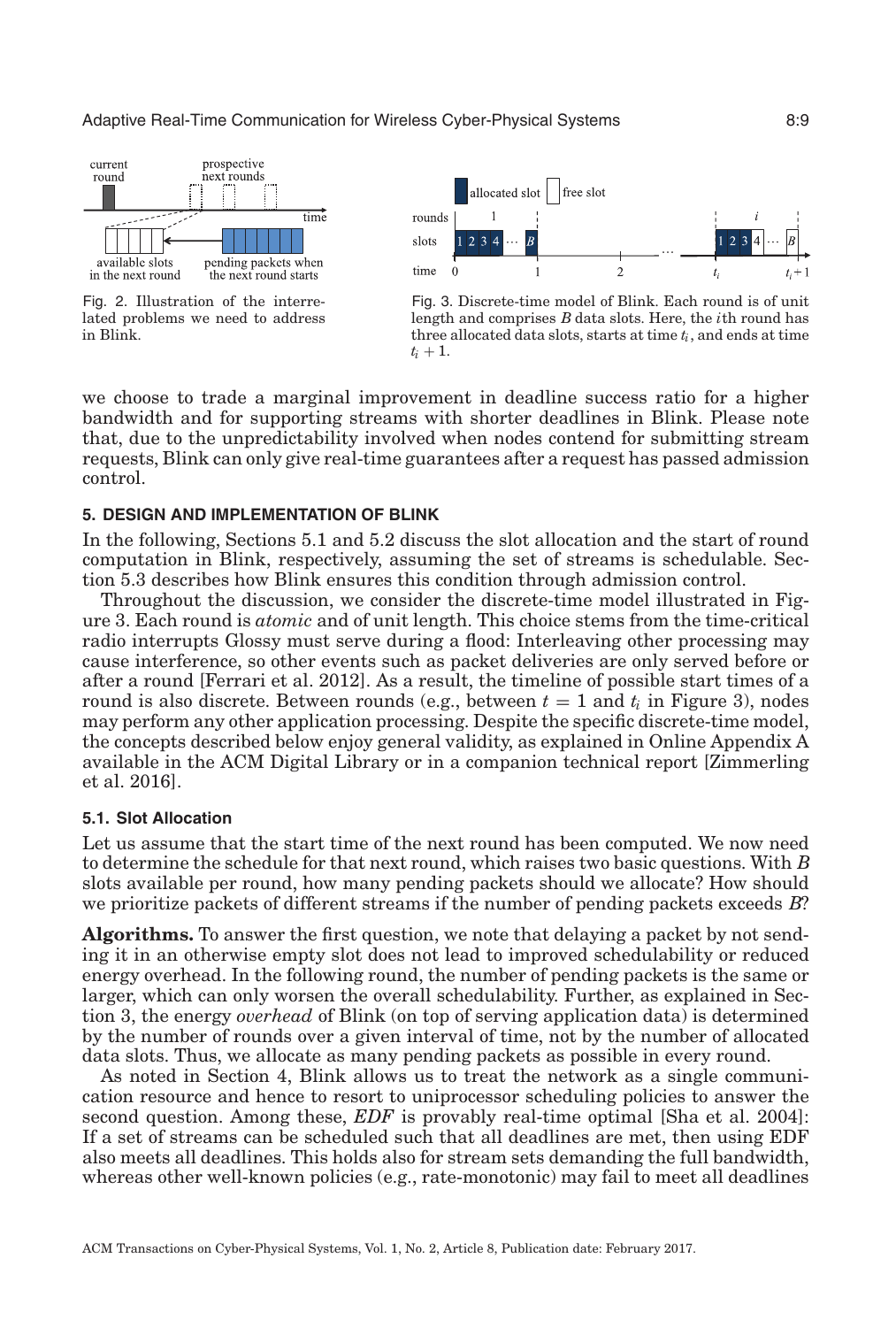current round

prospective next rounds

time

available slots in the next round

pending packets when the next round starts

Fig. 2. Illustration of the interrelated problems we need to address in Blink.

allocated slot

free slot

rounds 1 $i$

slots 1 2 3 4 … $B$ 1 2 3 4 … $B$

time 0 1 2 … $t_i$ $t_i+1$

Fig. 3. Discrete-time model of Blink. Each round is of unit length and comprises $B$ data slots. Here, the $i$th round has three allocated data slots, starts at time $t_i$, and ends at time $t_i + 1$.

we choose to trade a marginal improvement in deadline success ratio for a higher bandwidth and for supporting streams with shorter deadlines in Blink. Please note that, due to the unpredictability involved when nodes contend for submitting stream requests, Blink can only give real-time guarantees after a request has passed admission control.

## 5. DESIGN AND IMPLEMENTATION OF BLINK

In the following, Sections 5.1 and 5.2 discuss the slot allocation and the start of round computation in Blink, respectively, assuming the set of streams is schedulable. Section 5.3 describes how Blink ensures this condition through admission control.

Throughout the discussion, we consider the discrete-time model illustrated in Figure 3. Each round is *atomic* and of unit length. This choice stems from the time-critical radio interrupts Glossy must serve during a flood: Interleaving other processing may cause interference, so other events such as packet deliveries are only served before or after a round [Ferrari et al. 2012]. As a result, the timeline of possible start times of a round is also discrete. Between rounds (e.g., between $t = 1$ and $t_i$ in Figure 3), nodes may perform any other application processing. Despite the specific discrete-time model, the concepts described below enjoy general validity, as explained in Online Appendix A available in the ACM Digital Library or in a companion technical report [Zimmerling et al. 2016].

### 5.1. Slot Allocation

Let us assume that the start time of the next round has been computed. We now need to determine the schedule for that next round, which raises two basic questions. With $B$ slots available per round, how many pending packets should we allocate? How should we prioritize packets of different streams if the number of pending packets exceeds $B$?

**Algorithms.** To answer the first question, we note that delaying a packet by not sending it in an otherwise empty slot does not lead to improved schedulability or reduced energy overhead. In the following round, the number of pending packets is the same or larger, which can only worsen the overall schedulability. Further, as explained in Section 3, the energy *overhead* of Blink (on top of serving application data) is determined by the number of rounds over a given interval of time, not by the number of allocated data slots. Thus, we allocate as many pending packets as possible in every round.

As noted in Section 4, Blink allows us to treat the network as a single communication resource and hence to resort to uniprocessor scheduling policies to answer the second question. Among these, *EDF* is provably real-time optimal [Sha et al. 2004]: If a set of streams can be scheduled such that all deadlines are met, then using EDF also meets all deadlines. This holds also for stream sets demanding the full bandwidth, whereas other well-known policies (e.g., rate-monotonic) may fail to meet all deadlines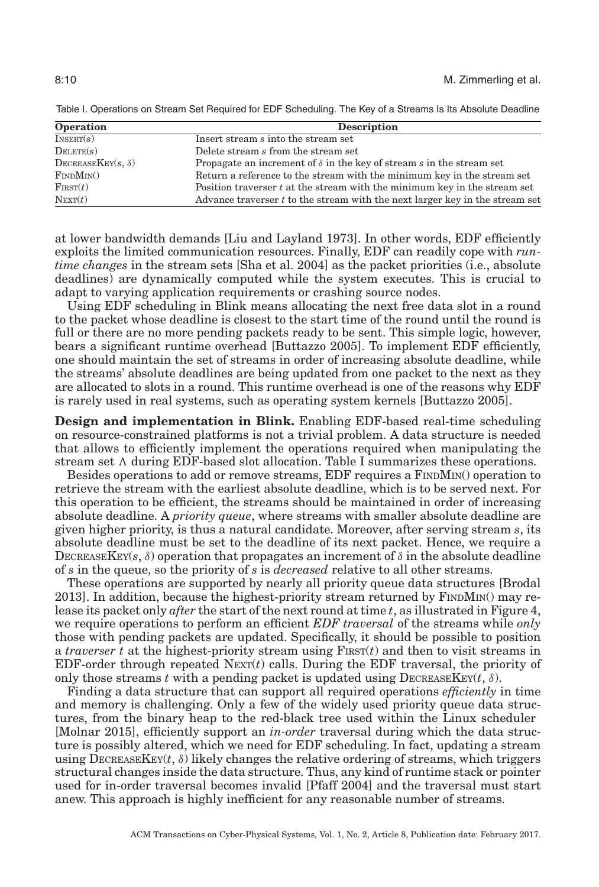Table I. Operations on Stream Set Required for EDF Scheduling. The Key of a Streams Is Its Absolute Deadline

| Operation | Description |
|---|---|
| INSERT($s$) | Insert stream $s$ into the stream set |
| DELETE($s$) | Delete stream $s$ from the stream set |
| DECREASEKEY($s$, $\delta$) | Propagate an increment of $\delta$ in the key of stream $s$ in the stream set |
| FINDMIN() | Return a reference to the stream with the minimum key in the stream set |
| FIRST($t$) | Position traverser $t$ at the stream with the minimum key in the stream set |
| NEXT($t$) | Advance traverser $t$ to the stream with the next larger key in the stream set |

at lower bandwidth demands [Liu and Layland 1973]. In other words, EDF efficiently exploits the limited communication resources. Finally, EDF can readily cope with *run-time changes* in the stream sets [Sha et al. 2004] as the packet priorities (i.e., absolute deadlines) are dynamically computed while the system executes. This is crucial to adapt to varying application requirements or crashing source nodes.

Using EDF scheduling in Blink means allocating the next free data slot in a round to the packet whose deadline is closest to the start time of the round until the round is full or there are no more pending packets ready to be sent. This simple logic, however, bears a significant runtime overhead [Buttazzo 2005]. To implement EDF efficiently, one should maintain the set of streams in order of increasing absolute deadline, while the streams' absolute deadlines are being updated from one packet to the next as they are allocated to slots in a round. This runtime overhead is one of the reasons why EDF is rarely used in real systems, such as operating system kernels [Buttazzo 2005].

**Design and implementation in Blink.** Enabling EDF-based real-time scheduling on resource-constrained platforms is not a trivial problem. A data structure is needed that allows to efficiently implement the operations required when manipulating the stream set $\Lambda$ during EDF-based slot allocation. Table I summarizes these operations.

Besides operations to add or remove streams, EDF requires a FINDMIN() operation to retrieve the stream with the earliest absolute deadline, which is to be served next. For this operation to be efficient, the streams should be maintained in order of increasing absolute deadline. A *priority queue*, where streams with smaller absolute deadline are given higher priority, is thus a natural candidate. Moreover, after serving stream $s$, its absolute deadline must be set to the deadline of its next packet. Hence, we require a DECREASEKEY($s$, $\delta$) operation that propagates an increment of $\delta$ in the absolute deadline of $s$ in the queue, so the priority of $s$ is *decreased* relative to all other streams.

These operations are supported by nearly all priority queue data structures [Brodal 2013]. In addition, because the highest-priority stream returned by FINDMIN() may release its packet only *after* the start of the next round at time $t$, as illustrated in Figure 4, we require operations to perform an efficient *EDF traversal* of the streams while *only* those with pending packets are updated. Specifically, it should be possible to position a *traverser* $t$ at the highest-priority stream using FIRST($t$) and then to visit streams in EDF-order through repeated NEXT($t$) calls. During the EDF traversal, the priority of only those streams $t$ with a pending packet is updated using DECREASEKEY($t$, $\delta$).

Finding a data structure that can support all required operations *efficiently* in time and memory is challenging. Only a few of the widely used priority queue data structures, from the binary heap to the red-black tree used within the Linux scheduler [Molnar 2015], efficiently support an *in-order* traversal during which the data structure is possibly altered, which we need for EDF scheduling. In fact, updating a stream using DECREASEKEY($t$, $\delta$) likely changes the relative ordering of streams, which triggers structural changes inside the data structure. Thus, any kind of runtime stack or pointer used for in-order traversal becomes invalid [Pfaff 2004] and the traversal must start anew. This approach is highly inefficient for any reasonable number of streams.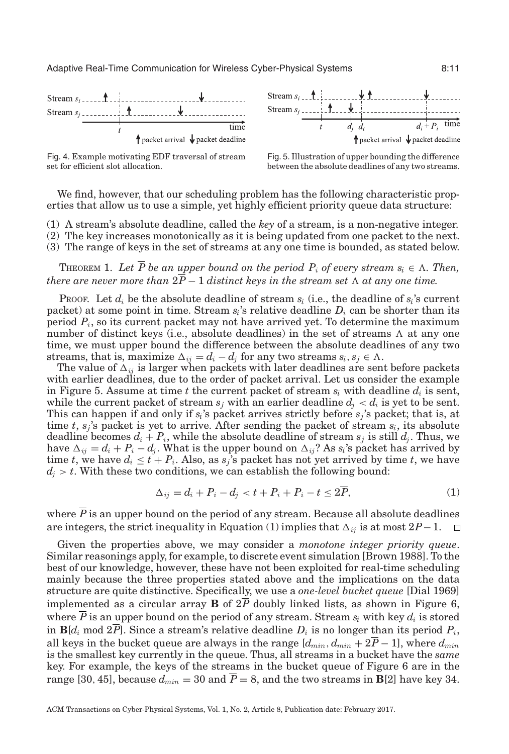Stream $s_i$

Stream $s_j$

$t$

time

packet arrival packet deadline

Fig. 4. Example motivating EDF traversal of stream set for efficient slot allocation.

Stream $s_i$

Stream $s_j$

$t$ $d_j$ $d_i$ $d_i + P_i$ time

packet arrival packet deadline

Fig. 5. Illustration of upper bounding the difference between the absolute deadlines of any two streams.

We find, however, that our scheduling problem has the following characteristic properties that allow us to use a simple, yet highly efficient priority queue data structure:

(1) A stream's absolute deadline, called the *key* of a stream, is a non-negative integer.
(2) The key increases monotonically as it is being updated from one packet to the next.
(3) The range of keys in the set of streams at any one time is bounded, as stated below.

THEOREM 1. *Let $\overline{P}$ be an upper bound on the period $P_i$ of every stream $s_i \in \Lambda$. Then, there are never more than $2\overline{P} - 1$ distinct keys in the stream set $\Lambda$ at any one time.*

PROOF. Let $d_i$ be the absolute deadline of stream $s_i$ (i.e., the deadline of $s_i$'s current packet) at some point in time. Stream $s_i$'s relative deadline $D_i$ can be shorter than its period $P_i$, so its current packet may not have arrived yet. To determine the maximum number of distinct keys (i.e., absolute deadlines) in the set of streams $\Lambda$ at any one time, we must upper bound the difference between the absolute deadlines of any two streams, that is, maximize $\Delta_{ij} = d_i - d_j$ for any two streams $s_i, s_j \in \Lambda$.

The value of $\Delta_{ij}$ is larger when packets with later deadlines are sent before packets with earlier deadlines, due to the order of packet arrival. Let us consider the example in Figure 5. Assume at time $t$ the current packet of stream $s_i$ with deadline $d_i$ is sent, while the current packet of stream $s_j$ with an earlier deadline $d_j < d_i$ is yet to be sent. This can happen if and only if $s_i$'s packet arrives strictly before $s_j$'s packet; that is, at time $t$, $s_j$'s packet is yet to arrive. After sending the packet of stream $s_i$, its absolute deadline becomes $d_i + P_i$, while the absolute deadline of stream $s_j$ is still $d_j$. Thus, we have $\Delta_{ij} = d_i + P_i - d_j$. What is the upper bound on $\Delta_{ij}$? As $s_i$'s packet has arrived by time $t$, we have $d_i \leq t + P_i$. Also, as $s_j$'s packet has not yet arrived by time $t$, we have $d_j > t$. With these two conditions, we can establish the following bound:

$$\Delta_{ij} = d_i + P_i - d_j < t + P_i + P_i - t \leq 2\overline{P}, \tag{1}$$

where $\overline{P}$ is an upper bound on the period of any stream. Because all absolute deadlines are integers, the strict inequality in Equation (1) implies that $\Delta_{ij}$ is at most $2\overline{P} - 1$. □

Given the properties above, we may consider a *monotone integer priority queue*. Similar reasonings apply, for example, to discrete event simulation [Brown 1988]. To the best of our knowledge, however, these have not been exploited for real-time scheduling mainly because the three properties stated above and the implications on the data structure are quite distinctive. Specifically, we use a *one-level bucket queue* [Dial 1969] implemented as a circular array $\mathbf{B}$ of $2\overline{P}$ doubly linked lists, as shown in Figure 6, where $\overline{P}$ is an upper bound on the period of any stream. Stream $s_i$ with key $d_i$ is stored in $\mathbf{B}[d_i \bmod 2\overline{P}]$. Since a stream's relative deadline $D_i$ is no longer than its period $P_i$, all keys in the bucket queue are always in the range $[d_{min}, d_{min} + 2\overline{P} - 1]$, where $d_{min}$ is the smallest key currently in the queue. Thus, all streams in a bucket have the *same* key. For example, the keys of the streams in the bucket queue of Figure 6 are in the range [30, 45], because $d_{min} = 30$ and $\overline{P} = 8$, and the two streams in $\mathbf{B}[2]$ have key 34.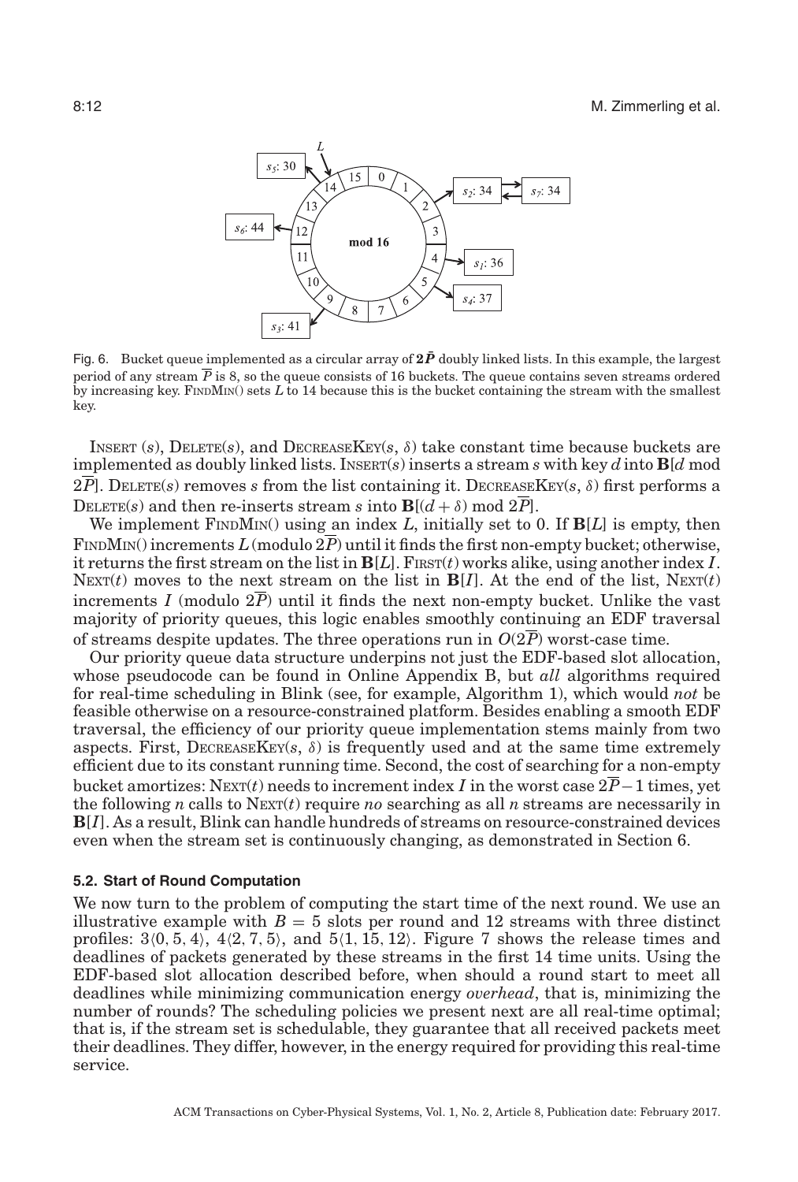L

$s_5$: 30

$s_6$: 44

$s_3$: 41

$s_2$: 34

$s_7$: 34

$s_1$: 36

$s_4$: 37

mod 16

0 1 2 3 4 5 6 7 8 9 10 11 12 13 14 15

Fig. 6. Bucket queue implemented as a circular array of $2\overline{P}$ doubly linked lists. In this example, the largest period of any stream $\overline{P}$ is 8, so the queue consists of 16 buckets. The queue contains seven streams ordered by increasing key. FINDMIN() sets $L$ to 14 because this is the bucket containing the stream with the smallest key.

INSERT $(s)$, DELETE$(s)$, and DECREASEKEY$(s, \delta)$ take constant time because buckets are implemented as doubly linked lists. INSERT$(s)$ inserts a stream $s$ with key $d$ into $\mathbf{B}[d \bmod 2\overline{P}]$. DELETE$(s)$ removes $s$ from the list containing it. DECREASEKEY$(s, \delta)$ first performs a DELETE$(s)$ and then re-inserts stream $s$ into $\mathbf{B}[(d + \delta) \bmod 2\overline{P}]$.

We implement FINDMIN() using an index $L$, initially set to 0. If $\mathbf{B}[L]$ is empty, then FINDMIN() increments $L$ (modulo $2\overline{P}$) until it finds the first non-empty bucket; otherwise, it returns the first stream on the list in $\mathbf{B}[L]$. FIRST$(t)$ works alike, using another index $I$. NEXT$(t)$ moves to the next stream on the list in $\mathbf{B}[I]$. At the end of the list, NEXT$(t)$ increments $I$ (modulo $2\overline{P}$) until it finds the next non-empty bucket. Unlike the vast majority of priority queues, this logic enables smoothly continuing an EDF traversal of streams despite updates. The three operations run in $O(2\overline{P})$ worst-case time.

Our priority queue data structure underpins not just the EDF-based slot allocation, whose pseudocode can be found in Online Appendix B, but *all* algorithms required for real-time scheduling in Blink (see, for example, Algorithm 1), which would *not* be feasible otherwise on a resource-constrained platform. Besides enabling a smooth EDF traversal, the efficiency of our priority queue implementation stems mainly from two aspects. First, DECREASEKEY$(s, \delta)$ is frequently used and at the same time extremely efficient due to its constant running time. Second, the cost of searching for a non-empty bucket amortizes: NEXT$(t)$ needs to increment index $I$ in the worst case $2\overline{P}-1$ times, yet the following $n$ calls to NEXT$(t)$ require *no* searching as all $n$ streams are necessarily in $\mathbf{B}[I]$. As a result, Blink can handle hundreds of streams on resource-constrained devices even when the stream set is continuously changing, as demonstrated in Section 6.

### 5.2. Start of Round Computation

We now turn to the problem of computing the start time of the next round. We use an illustrative example with $B = 5$ slots per round and 12 streams with three distinct profiles: $3\langle 0, 5, 4\rangle$, $4\langle 2, 7, 5\rangle$, and $5\langle 1, 15, 12\rangle$. Figure 7 shows the release times and deadlines of packets generated by these streams in the first 14 time units. Using the EDF-based slot allocation described before, when should a round start to meet all deadlines while minimizing communication energy *overhead*, that is, minimizing the number of rounds? The scheduling policies we present next are all real-time optimal; that is, if the stream set is schedulable, they guarantee that all received packets meet their deadlines. They differ, however, in the energy required for providing this real-time service.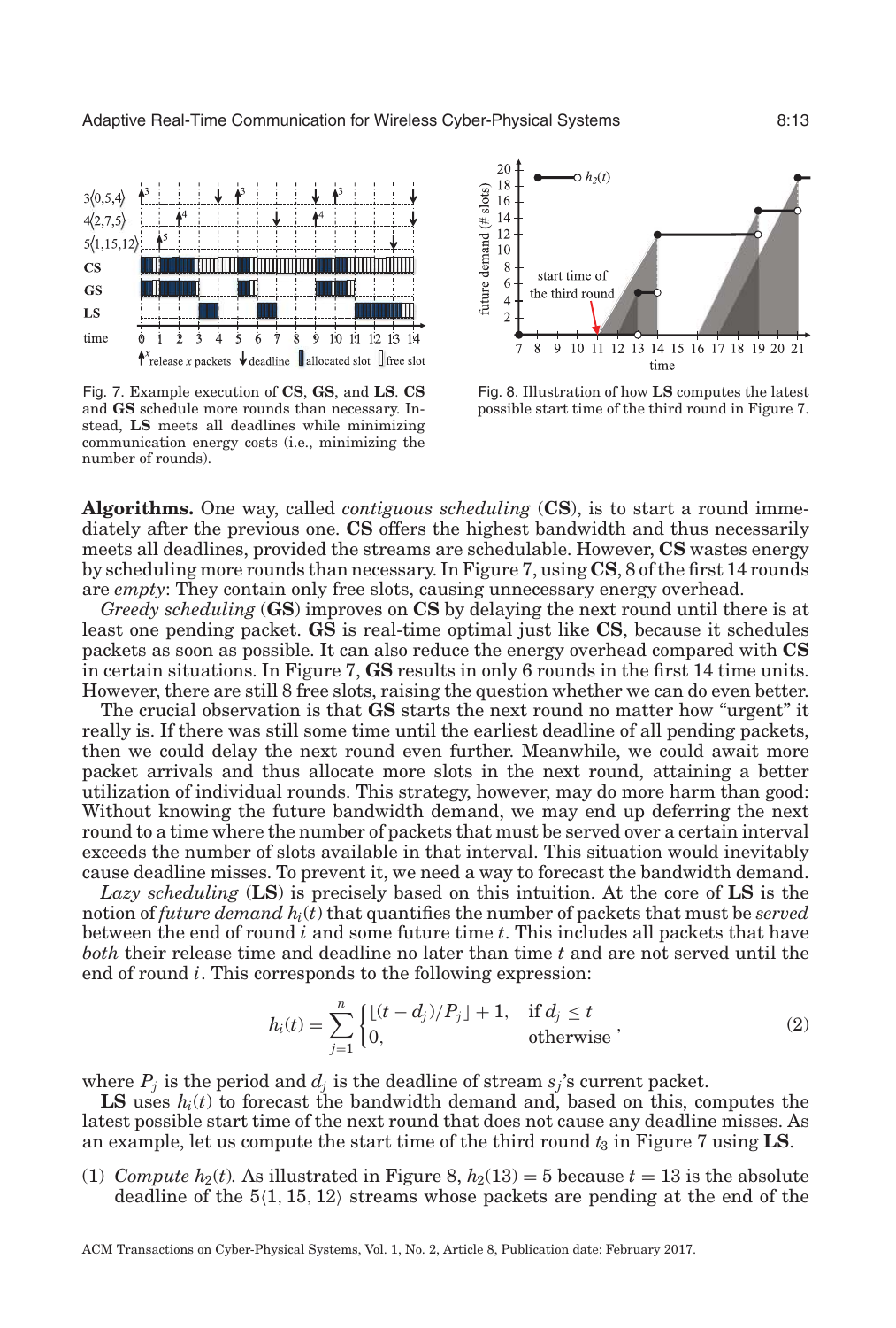Fig. 7. Example execution of **CS**, **GS**, and **LS**. **CS** and **GS** schedule more rounds than necessary. Instead, **LS** meets all deadlines while minimizing communication energy costs (i.e., minimizing the number of rounds).

Fig. 8. Illustration of how **LS** computes the latest possible start time of the third round in Figure 7.

**Algorithms.** One way, called *contiguous scheduling* (**CS**), is to start a round immediately after the previous one. **CS** offers the highest bandwidth and thus necessarily meets all deadlines, provided the streams are schedulable. However, **CS** wastes energy by scheduling more rounds than necessary. In Figure 7, using **CS**, 8 of the first 14 rounds are *empty*: They contain only free slots, causing unnecessary energy overhead.

*Greedy scheduling* (**GS**) improves on **CS** by delaying the next round until there is at least one pending packet. **GS** is real-time optimal just like **CS**, because it schedules packets as soon as possible. It can also reduce the energy overhead compared with **CS** in certain situations. In Figure 7, **GS** results in only 6 rounds in the first 14 time units. However, there are still 8 free slots, raising the question whether we can do even better.

The crucial observation is that **GS** starts the next round no matter how "urgent" it really is. If there was still some time until the earliest deadline of all pending packets, then we could delay the next round even further. Meanwhile, we could await more packet arrivals and thus allocate more slots in the next round, attaining a better utilization of individual rounds. This strategy, however, may do more harm than good: Without knowing the future bandwidth demand, we may end up deferring the next round to a time where the number of packets that must be served over a certain interval exceeds the number of slots available in that interval. This situation would inevitably cause deadline misses. To prevent it, we need a way to forecast the bandwidth demand.

*Lazy scheduling* (**LS**) is precisely based on this intuition. At the core of **LS** is the notion of *future demand* $h_i(t)$ that quantifies the number of packets that must be *served* between the end of round $i$ and some future time $t$. This includes all packets that have *both* their release time and deadline no later than time $t$ and are not served until the end of round $i$. This corresponds to the following expression:

$$h_i(t) = \sum_{j=1}^{n} \begin{cases} \lfloor (t - d_j)/P_j \rfloor + 1, & \text{if } d_j \leq t \\ 0, & \text{otherwise} \end{cases}, \tag{2}$$

where $P_j$ is the period and $d_j$ is the deadline of stream $s_j$'s current packet.

**LS** uses $h_i(t)$ to forecast the bandwidth demand and, based on this, computes the latest possible start time of the next round that does not cause any deadline misses. As an example, let us compute the start time of the third round $t_3$ in Figure 7 using **LS**.

(1) *Compute* $h_2(t)$*.* As illustrated in Figure 8, $h_2(13) = 5$ because $t = 13$ is the absolute deadline of the $5\langle 1, 15, 12\rangle$ streams whose packets are pending at the end of the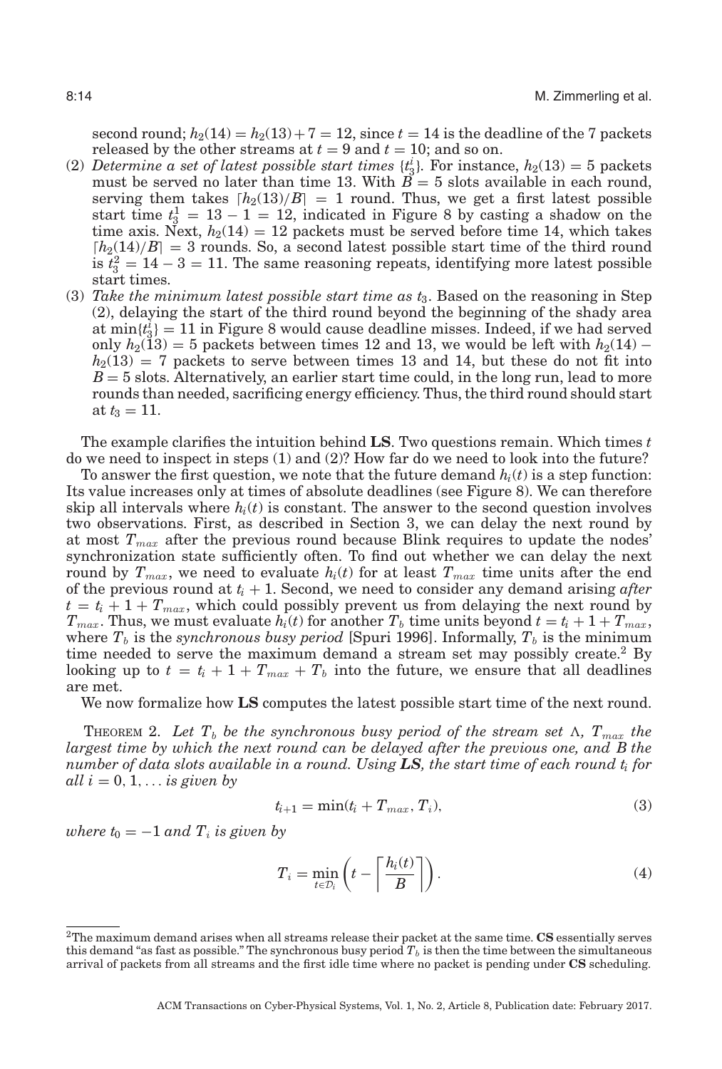second round; $h_2(14) = h_2(13) + 7 = 12$, since $t = 14$ is the deadline of the 7 packets released by the other streams at $t = 9$ and $t = 10$; and so on.

(2) *Determine a set of latest possible start times* $\{t_3^i\}$. For instance, $h_2(13) = 5$ packets must be served no later than time 13. With $B = 5$ slots available in each round, serving them takes $\lceil h_2(13)/B \rceil = 1$ round. Thus, we get a first latest possible start time $t_3^1 = 13 - 1 = 12$, indicated in Figure 8 by casting a shadow on the time axis. Next, $h_2(14) = 12$ packets must be served before time 14, which takes $\lceil h_2(14)/B \rceil = 3$ rounds. So, a second latest possible start time of the third round is $t_3^2 = 14 - 3 = 11$. The same reasoning repeats, identifying more latest possible start times.

(3) *Take the minimum latest possible start time as* $t_3$. Based on the reasoning in Step (2), delaying the start of the third round beyond the beginning of the shady area at $\min\{t_3^i\} = 11$ in Figure 8 would cause deadline misses. Indeed, if we had served only $h_2(13) = 5$ packets between times 12 and 13, we would be left with $h_2(14) - h_2(13) = 7$ packets to serve between times 13 and 14, but these do not fit into $B = 5$ slots. Alternatively, an earlier start time could, in the long run, lead to more rounds than needed, sacrificing energy efficiency. Thus, the third round should start at $t_3 = 11$.

The example clarifies the intuition behind **LS**. Two questions remain. Which times $t$ do we need to inspect in steps (1) and (2)? How far do we need to look into the future?

To answer the first question, we note that the future demand $h_i(t)$ is a step function: Its value increases only at times of absolute deadlines (see Figure 8). We can therefore skip all intervals where $h_i(t)$ is constant. The answer to the second question involves two observations. First, as described in Section 3, we can delay the next round by at most $T_{max}$ after the previous round because Blink requires to update the nodes' synchronization state sufficiently often. To find out whether we can delay the next round by $T_{max}$, we need to evaluate $h_i(t)$ for at least $T_{max}$ time units after the end of the previous round at $t_i + 1$. Second, we need to consider any demand arising *after* $t = t_i + 1 + T_{max}$, which could possibly prevent us from delaying the next round by $T_{max}$. Thus, we must evaluate $h_i(t)$ for another $T_b$ time units beyond $t = t_i + 1 + T_{max}$, where $T_b$ is the *synchronous busy period* [Spuri 1996]. Informally, $T_b$ is the minimum time needed to serve the maximum demand a stream set may possibly create.[2] By looking up to $t = t_i + 1 + T_{max} + T_b$ into the future, we ensure that all deadlines are met.

We now formalize how **LS** computes the latest possible start time of the next round.

THEOREM 2. *Let $T_b$ be the synchronous busy period of the stream set $\Lambda$, $T_{max}$ the largest time by which the next round can be delayed after the previous one, and $B$ the number of data slots available in a round. Using **LS**, the start time of each round $t_i$ for all $i = 0, 1, \ldots$ is given by*

$$t_{i+1} = \min(t_i + T_{max}, T_i), \tag{3}$$

*where $t_0 = -1$ and $T_i$ is given by*

$$T_i = \min_{t \in \mathcal{D}_i} \left( t - \left\lceil \frac{h_i(t)}{B} \right\rceil \right). \tag{4}$$

[2] The maximum demand arises when all streams release their packet at the same time. **CS** essentially serves this demand "as fast as possible." The synchronous busy period $T_b$ is then the time between the simultaneous arrival of packets from all streams and the first idle time where no packet is pending under **CS** scheduling.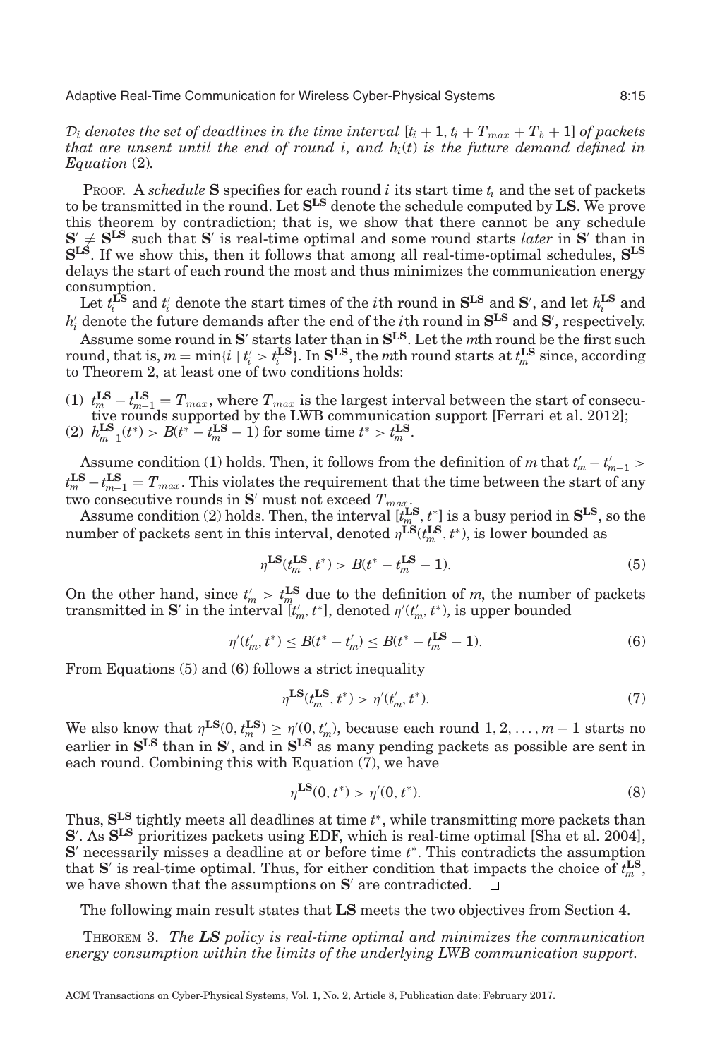$\mathcal{D}_i$ *denotes the set of deadlines in the time interval* $[t_i + 1, t_i + T_{max} + T_b + 1]$ *of packets that are unsent until the end of round i, and* $h_i(t)$ *is the future demand defined in Equation* (2)*.*

Proof. A *schedule* $\mathbf{S}$ specifies for each round $i$ its start time $t_i$ and the set of packets to be transmitted in the round. Let $\mathbf{S^{LS}}$ denote the schedule computed by **LS**. We prove this theorem by contradiction; that is, we show that there cannot be any schedule $\mathbf{S}' \neq \mathbf{S^{LS}}$ such that $\mathbf{S}'$ is real-time optimal and some round starts *later* in $\mathbf{S}'$ than in $\mathbf{S^{LS}}$. If we show this, then it follows that among all real-time-optimal schedules, $\mathbf{S^{LS}}$ delays the start of each round the most and thus minimizes the communication energy consumption.

Let $t_i^{\mathbf{LS}}$ and $t_i'$ denote the start times of the $i$th round in $\mathbf{S^{LS}}$ and $\mathbf{S}'$, and let $h_i^{\mathbf{LS}}$ and $h_i'$ denote the future demands after the end of the $i$th round in $\mathbf{S^{LS}}$ and $\mathbf{S}'$, respectively.

Assume some round in $\mathbf{S}'$ starts later than in $\mathbf{S^{LS}}$. Let the $m$th round be the first such round, that is, $m = \min\{i \mid t_i' > t_i^{\mathbf{LS}}\}$. In $\mathbf{S^{LS}}$, the $m$th round starts at $t_m^{\mathbf{LS}}$ since, according to Theorem 2, at least one of two conditions holds:

(1) $t_m^{\mathbf{LS}} - t_{m-1}^{\mathbf{LS}} = T_{max}$, where $T_{max}$ is the largest interval between the start of consecutive rounds supported by the LWB communication support [Ferrari et al. 2012];

(2) $h_{m-1}^{\mathbf{LS}}(t^*) > B(t^* - t_m^{\mathbf{LS}} - 1)$ for some time $t^* > t_m^{\mathbf{LS}}$.

Assume condition (1) holds. Then, it follows from the definition of $m$ that $t_m' - t_{m-1}' > t_m^{\mathbf{LS}} - t_{m-1}^{\mathbf{LS}} = T_{max}$. This violates the requirement that the time between the start of any two consecutive rounds in $\mathbf{S}'$ must not exceed $T_{max}$.

Assume condition (2) holds. Then, the interval $[t_m^{\mathbf{LS}}, t^*]$ is a busy period in $\mathbf{S^{LS}}$, so the number of packets sent in this interval, denoted $\eta^{\mathbf{LS}}(t_m^{\mathbf{LS}}, t^*)$, is lower bounded as

$$\eta^{\mathbf{LS}}(t_m^{\mathbf{LS}}, t^*) > B(t^* - t_m^{\mathbf{LS}} - 1). \tag{5}$$

On the other hand, since $t_m' > t_m^{\mathbf{LS}}$ due to the definition of $m$, the number of packets transmitted in $\mathbf{S}'$ in the interval $[t_m', t^*]$, denoted $\eta'(t_m', t^*)$, is upper bounded

$$\eta'(t_m', t^*) \leq B(t^* - t_m') \leq B(t^* - t_m^{\mathbf{LS}} - 1). \tag{6}$$

From Equations (5) and (6) follows a strict inequality

$$\eta^{\mathbf{LS}}(t_m^{\mathbf{LS}}, t^*) > \eta'(t_m', t^*). \tag{7}$$

We also know that $\eta^{\mathbf{LS}}(0, t_m^{\mathbf{LS}}) \geq \eta'(0, t_m')$, because each round $1, 2, \ldots, m-1$ starts no earlier in $\mathbf{S^{LS}}$ than in $\mathbf{S}'$, and in $\mathbf{S^{LS}}$ as many pending packets as possible are sent in each round. Combining this with Equation (7), we have

$$\eta^{\mathbf{LS}}(0, t^*) > \eta'(0, t^*). \tag{8}$$

Thus, $\mathbf{S^{LS}}$ tightly meets all deadlines at time $t^*$, while transmitting more packets than $\mathbf{S}'$. As $\mathbf{S^{LS}}$ prioritizes packets using EDF, which is real-time optimal [Sha et al. 2004], $\mathbf{S}'$ necessarily misses a deadline at or before time $t^*$. This contradicts the assumption that $\mathbf{S}'$ is real-time optimal. Thus, for either condition that impacts the choice of $t_m^{\mathbf{LS}}$, we have shown that the assumptions on $\mathbf{S}'$ are contradicted. □

The following main result states that **LS** meets the two objectives from Section 4.

Theorem 3. *The **LS** policy is real-time optimal and minimizes the communication energy consumption within the limits of the underlying LWB communication support.*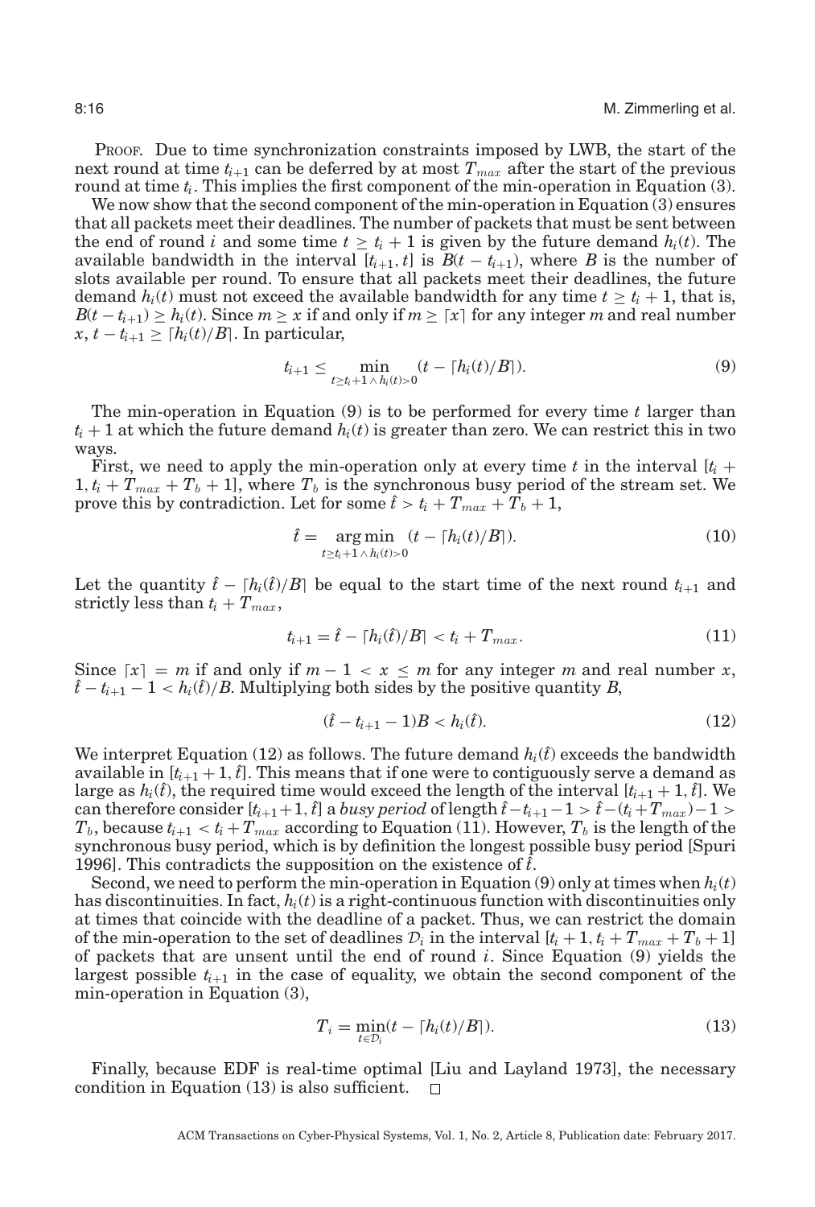PROOF. Due to time synchronization constraints imposed by LWB, the start of the next round at time $t_{i+1}$ can be deferred by at most $T_{max}$ after the start of the previous round at time $t_i$. This implies the first component of the min-operation in Equation (3).

We now show that the second component of the min-operation in Equation (3) ensures that all packets meet their deadlines. The number of packets that must be sent between the end of round $i$ and some time $t \geq t_i + 1$ is given by the future demand $h_i(t)$. The available bandwidth in the interval $[t_{i+1}, t]$ is $B(t - t_{i+1})$, where $B$ is the number of slots available per round. To ensure that all packets meet their deadlines, the future demand $h_i(t)$ must not exceed the available bandwidth for any time $t \geq t_i + 1$, that is, $B(t - t_{i+1}) \geq h_i(t)$. Since $m \geq x$ if and only if $m \geq \lceil x \rceil$ for any integer $m$ and real number $x$, $t - t_{i+1} \geq \lceil h_i(t)/B \rceil$. In particular,

$$t_{i+1} \leq \min_{t \geq t_i+1 \wedge h_i(t)>0} (t - \lceil h_i(t)/B \rceil). \tag{9}$$

The min-operation in Equation (9) is to be performed for every time $t$ larger than $t_i + 1$ at which the future demand $h_i(t)$ is greater than zero. We can restrict this in two ways.

First, we need to apply the min-operation only at every time $t$ in the interval $[t_i + 1, t_i + T_{max} + T_b + 1]$, where $T_b$ is the synchronous busy period of the stream set. We prove this by contradiction. Let for some $\hat{t} > t_i + T_{max} + T_b + 1$,

$$\hat{t} = \operatorname*{arg\,min}_{t \geq t_i+1 \wedge h_i(t)>0} (t - \lceil h_i(t)/B \rceil). \tag{10}$$

Let the quantity $\hat{t} - \lceil h_i(\hat{t})/B \rceil$ be equal to the start time of the next round $t_{i+1}$ and strictly less than $t_i + T_{max}$,

$$t_{i+1} = \hat{t} - \lceil h_i(\hat{t})/B \rceil < t_i + T_{max}. \tag{11}$$

Since $\lceil x \rceil = m$ if and only if $m - 1 < x \leq m$ for any integer $m$ and real number $x$, $\hat{t} - t_{i+1} - 1 < h_i(\hat{t})/B$. Multiplying both sides by the positive quantity $B$,

$$(\hat{t} - t_{i+1} - 1)B < h_i(\hat{t}). \tag{12}$$

We interpret Equation (12) as follows. The future demand $h_i(\hat{t})$ exceeds the bandwidth available in $[t_{i+1} + 1, \hat{t}]$. This means that if one were to contiguously serve a demand as large as $h_i(\hat{t})$, the required time would exceed the length of the interval $[t_{i+1} + 1, \hat{t}]$. We can therefore consider $[t_{i+1}+1, \hat{t}]$ a *busy period* of length $\hat{t} - t_{i+1} - 1 > \hat{t} - (t_i + T_{max}) - 1 > T_b$, because $t_{i+1} < t_i + T_{max}$ according to Equation (11). However, $T_b$ is the length of the synchronous busy period, which is by definition the longest possible busy period [Spuri 1996]. This contradicts the supposition on the existence of $\hat{t}$.

Second, we need to perform the min-operation in Equation (9) only at times when $h_i(t)$ has discontinuities. In fact, $h_i(t)$ is a right-continuous function with discontinuities only at times that coincide with the deadline of a packet. Thus, we can restrict the domain of the min-operation to the set of deadlines $\mathcal{D}_i$ in the interval $[t_i + 1, t_i + T_{max} + T_b + 1]$ of packets that are unsent until the end of round $i$. Since Equation (9) yields the largest possible $t_{i+1}$ in the case of equality, we obtain the second component of the min-operation in Equation (3),

$$T_i = \min_{t \in \mathcal{D}_i} (t - \lceil h_i(t)/B \rceil). \tag{13}$$

Finally, because EDF is real-time optimal [Liu and Layland 1973], the necessary condition in Equation (13) is also sufficient. □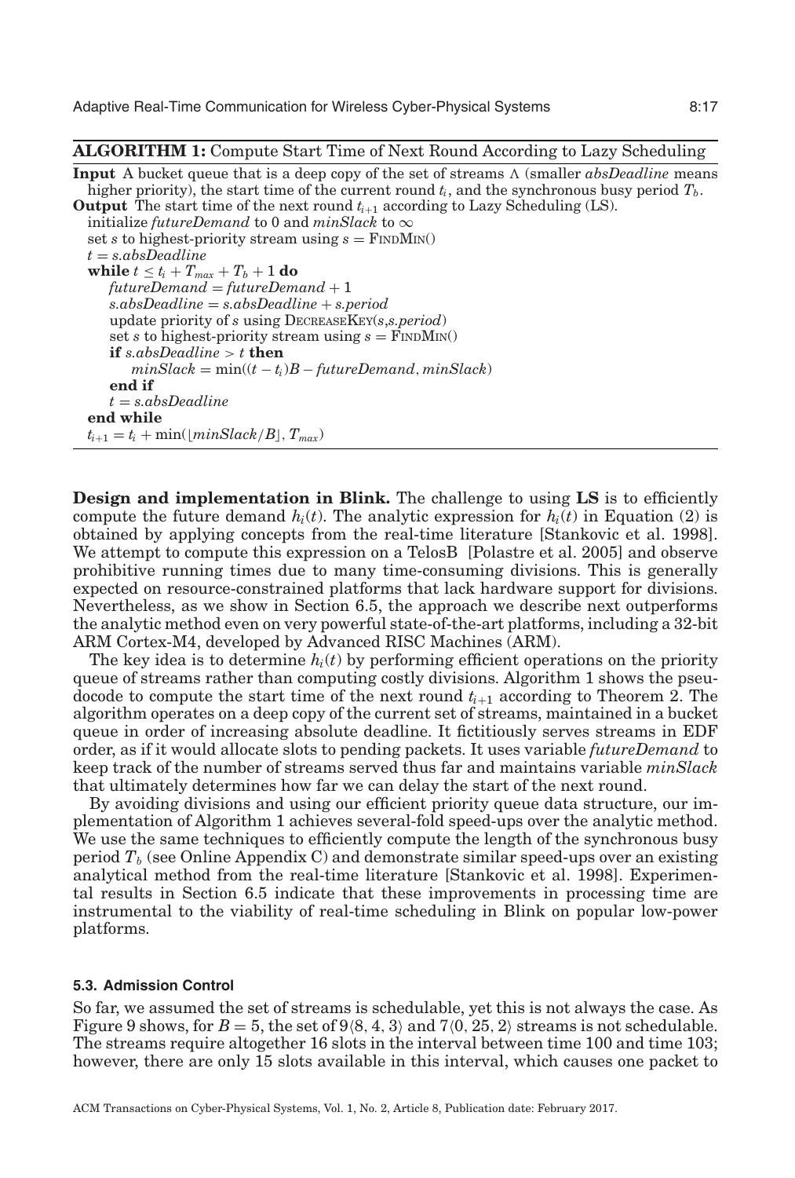**ALGORITHM 1:** Compute Start Time of Next Round According to Lazy Scheduling

**Input** A bucket queue that is a deep copy of the set of streams $\Lambda$ (smaller *absDeadline* means higher priority), the start time of the current round $t_i$, and the synchronous busy period $T_b$.
**Output** The start time of the next round $t_{i+1}$ according to Lazy Scheduling (LS).

```
initialize futureDemand to 0 and minSlack to ∞
set s to highest-priority stream using s = FindMin()
t = s.absDeadline
while t ≤ t_i + T_max + T_b + 1 do
    futureDemand = futureDemand + 1
    s.absDeadline = s.absDeadline + s.period
    update priority of s using DecreaseKey(s, s.period)
    set s to highest-priority stream using s = FindMin()
    if s.absDeadline > t then
        minSlack = min((t − t_i)B − futureDemand, minSlack)
    end if
    t = s.absDeadline
end while
t_{i+1} = t_i + min(⌊minSlack/B⌋, T_max)
```

**Design and implementation in Blink.** The challenge to using **LS** is to efficiently compute the future demand $h_i(t)$. The analytic expression for $h_i(t)$ in Equation (2) is obtained by applying concepts from the real-time literature [Stankovic et al. 1998]. We attempt to compute this expression on a TelosB [Polastre et al. 2005] and observe prohibitive running times due to many time-consuming divisions. This is generally expected on resource-constrained platforms that lack hardware support for divisions. Nevertheless, as we show in Section 6.5, the approach we describe next outperforms the analytic method even on very powerful state-of-the-art platforms, including a 32-bit ARM Cortex-M4, developed by Advanced RISC Machines (ARM).

The key idea is to determine $h_i(t)$ by performing efficient operations on the priority queue of streams rather than computing costly divisions. Algorithm 1 shows the pseudocode to compute the start time of the next round $t_{i+1}$ according to Theorem 2. The algorithm operates on a deep copy of the current set of streams, maintained in a bucket queue in order of increasing absolute deadline. It fictitiously serves streams in EDF order, as if it would allocate slots to pending packets. It uses variable *futureDemand* to keep track of the number of streams served thus far and maintains variable *minSlack* that ultimately determines how far we can delay the start of the next round.

By avoiding divisions and using our efficient priority queue data structure, our implementation of Algorithm 1 achieves several-fold speed-ups over the analytic method. We use the same techniques to efficiently compute the length of the synchronous busy period $T_b$ (see Online Appendix C) and demonstrate similar speed-ups over an existing analytical method from the real-time literature [Stankovic et al. 1998]. Experimental results in Section 6.5 indicate that these improvements in processing time are instrumental to the viability of real-time scheduling in Blink on popular low-power platforms.

### 5.3. Admission Control

So far, we assumed the set of streams is schedulable, yet this is not always the case. As Figure 9 shows, for $B = 5$, the set of $9\langle 8, 4, 3\rangle$ and $7\langle 0, 25, 2\rangle$ streams is not schedulable. The streams require altogether 16 slots in the interval between time 100 and time 103; however, there are only 15 slots available in this interval, which causes one packet to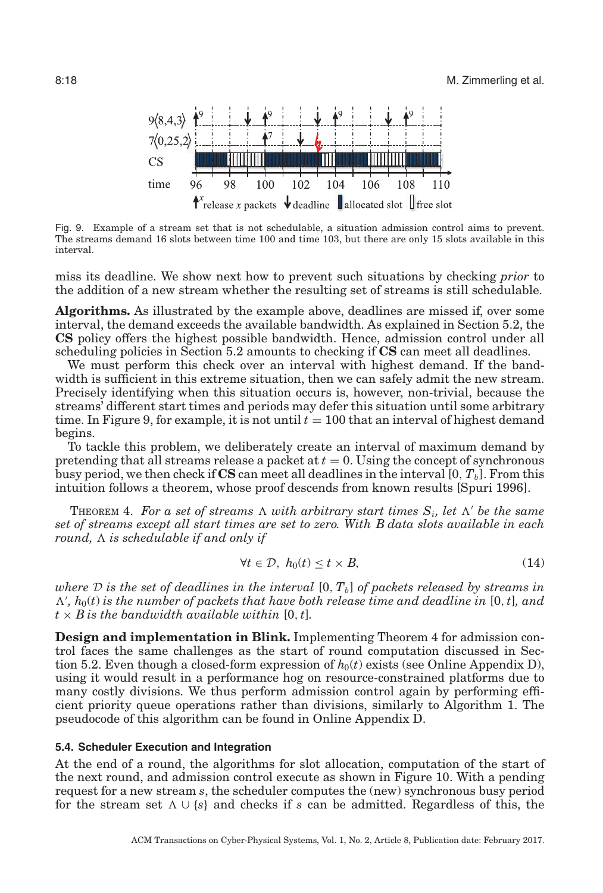9⟨8,4,3⟩

7⟨0,25,2⟩

CS

time 96 98 100 102 104 106 108 110

release $x$ packets deadline allocated slot free slot

Fig. 9. Example of a stream set that is not schedulable, a situation admission control aims to prevent. The streams demand 16 slots between time 100 and time 103, but there are only 15 slots available in this interval.

miss its deadline. We show next how to prevent such situations by checking *prior* to the addition of a new stream whether the resulting set of streams is still schedulable.

**Algorithms.** As illustrated by the example above, deadlines are missed if, over some interval, the demand exceeds the available bandwidth. As explained in Section 5.2, the **CS** policy offers the highest possible bandwidth. Hence, admission control under all scheduling policies in Section 5.2 amounts to checking if **CS** can meet all deadlines.

We must perform this check over an interval with highest demand. If the bandwidth is sufficient in this extreme situation, then we can safely admit the new stream. Precisely identifying when this situation occurs is, however, non-trivial, because the streams' different start times and periods may defer this situation until some arbitrary time. In Figure 9, for example, it is not until $t = 100$ that an interval of highest demand begins.

To tackle this problem, we deliberately create an interval of maximum demand by pretending that all streams release a packet at $t = 0$. Using the concept of synchronous busy period, we then check if **CS** can meet all deadlines in the interval $[0, T_b]$. From this intuition follows a theorem, whose proof descends from known results [Spuri 1996].

THEOREM 4. *For a set of streams $\Lambda$ with arbitrary start times $S_i$, let $\Lambda'$ be the same set of streams except all start times are set to zero. With $B$ data slots available in each round, $\Lambda$ is schedulable if and only if*

$$\forall t \in \mathcal{D},\ h_0(t) \leq t \times B, \tag{14}$$

*where $\mathcal{D}$ is the set of deadlines in the interval $[0, T_b]$ of packets released by streams in $\Lambda'$, $h_0(t)$ is the number of packets that have both release time and deadline in $[0, t]$, and $t \times B$ is the bandwidth available within $[0, t]$.*

**Design and implementation in Blink.** Implementing Theorem 4 for admission control faces the same challenges as the start of round computation discussed in Section 5.2. Even though a closed-form expression of $h_0(t)$ exists (see Online Appendix D), using it would result in a performance hog on resource-constrained platforms due to many costly divisions. We thus perform admission control again by performing efficient priority queue operations rather than divisions, similarly to Algorithm 1. The pseudocode of this algorithm can be found in Online Appendix D.

### 5.4. Scheduler Execution and Integration

At the end of a round, the algorithms for slot allocation, computation of the start of the next round, and admission control execute as shown in Figure 10. With a pending request for a new stream $s$, the scheduler computes the (new) synchronous busy period for the stream set $\Lambda \cup \{s\}$ and checks if $s$ can be admitted. Regardless of this, the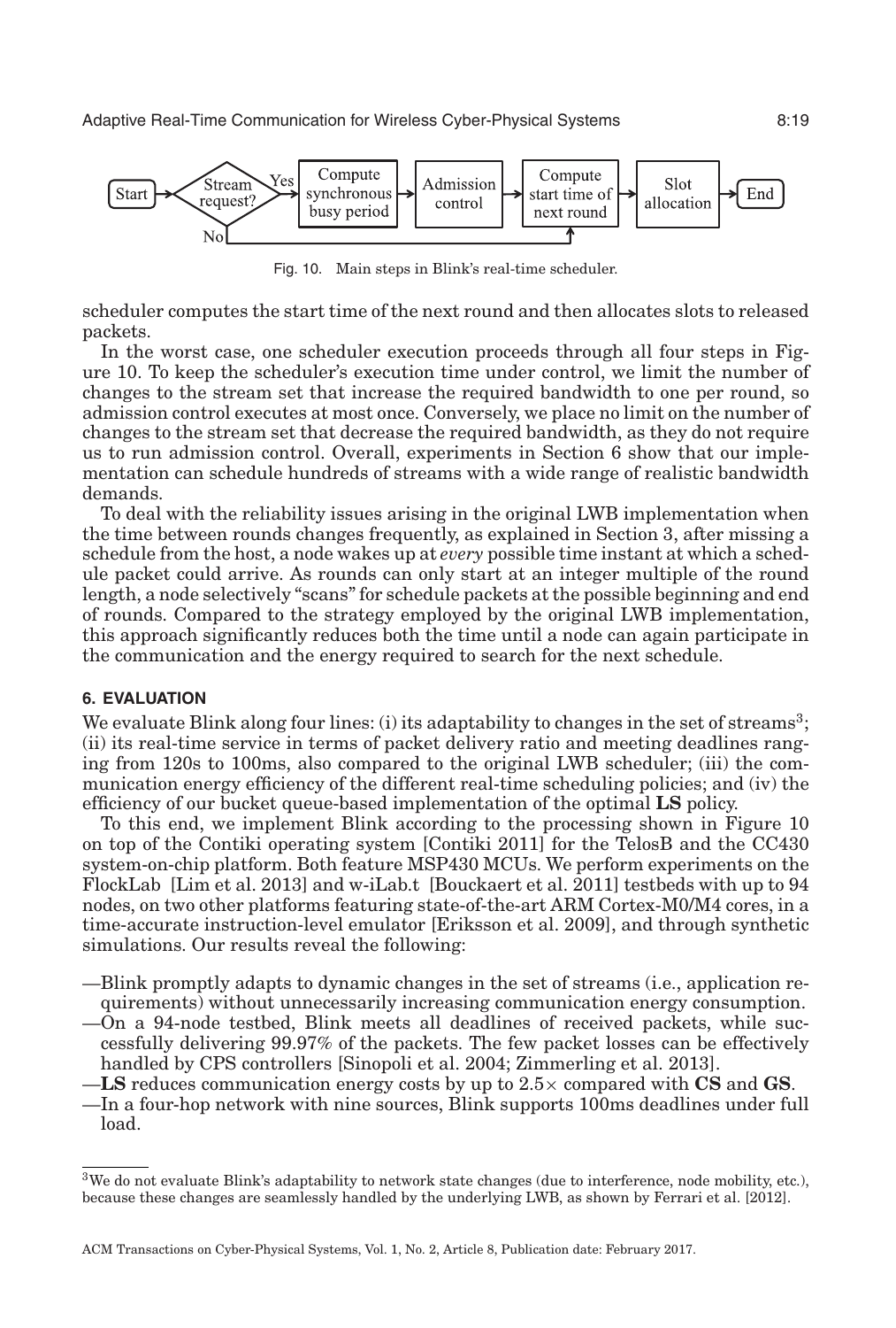Fig. 10. Main steps in Blink's real-time scheduler.

scheduler computes the start time of the next round and then allocates slots to released packets.

In the worst case, one scheduler execution proceeds through all four steps in Figure 10. To keep the scheduler's execution time under control, we limit the number of changes to the stream set that increase the required bandwidth to one per round, so admission control executes at most once. Conversely, we place no limit on the number of changes to the stream set that decrease the required bandwidth, as they do not require us to run admission control. Overall, experiments in Section 6 show that our implementation can schedule hundreds of streams with a wide range of realistic bandwidth demands.

To deal with the reliability issues arising in the original LWB implementation when the time between rounds changes frequently, as explained in Section 3, after missing a schedule from the host, a node wakes up at *every* possible time instant at which a schedule packet could arrive. As rounds can only start at an integer multiple of the round length, a node selectively "scans" for schedule packets at the possible beginning and end of rounds. Compared to the strategy employed by the original LWB implementation, this approach significantly reduces both the time until a node can again participate in the communication and the energy required to search for the next schedule.

## 6. EVALUATION

We evaluate Blink along four lines: (i) its adaptability to changes in the set of streams[3]; (ii) its real-time service in terms of packet delivery ratio and meeting deadlines ranging from 120s to 100ms, also compared to the original LWB scheduler; (iii) the communication energy efficiency of the different real-time scheduling policies; and (iv) the efficiency of our bucket queue-based implementation of the optimal **LS** policy.

To this end, we implement Blink according to the processing shown in Figure 10 on top of the Contiki operating system [Contiki 2011] for the TelosB and the CC430 system-on-chip platform. Both feature MSP430 MCUs. We perform experiments on the FlockLab [Lim et al. 2013] and w-iLab.t [Bouckaert et al. 2011] testbeds with up to 94 nodes, on two other platforms featuring state-of-the-art ARM Cortex-M0/M4 cores, in a time-accurate instruction-level emulator [Eriksson et al. 2009], and through synthetic simulations. Our results reveal the following:

- Blink promptly adapts to dynamic changes in the set of streams (i.e., application requirements) without unnecessarily increasing communication energy consumption.
- On a 94-node testbed, Blink meets all deadlines of received packets, while successfully delivering 99.97% of the packets. The few packet losses can be effectively handled by CPS controllers [Sinopoli et al. 2004; Zimmerling et al. 2013].
- **LS** reduces communication energy costs by up to 2.5× compared with **CS** and **GS**.
- In a four-hop network with nine sources, Blink supports 100ms deadlines under full load.

[3] We do not evaluate Blink's adaptability to network state changes (due to interference, node mobility, etc.), because these changes are seamlessly handled by the underlying LWB, as shown by Ferrari et al. [2012].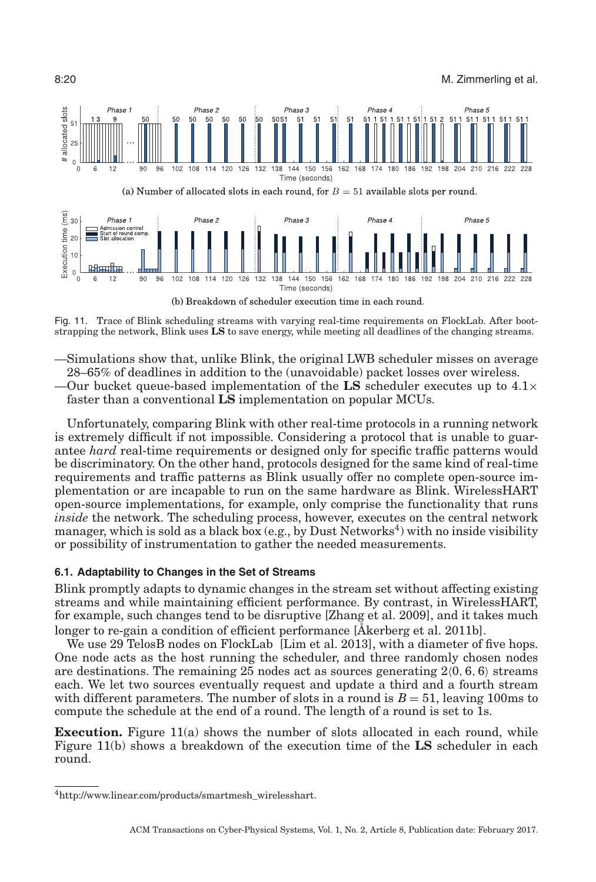Phase 1 Phase 2 Phase 3 Phase 4 Phase 5

# allocated slots

51

25

0

1 3 9 50 50 50 50 50 50 50 50 51 51 51 51 51 51 51 1 51 1 51 1 51 1 51 1 51 1 51 2 51 1 51 1 51 1 51 1 51 1

0 6 12 90 96 102 108 114 120 126 132 138 144 150 156 162 168 174 180 186 192 198 204 210 216 222 228

Time (seconds)

(a) Number of allocated slots in each round, for $B = 51$ available slots per round.

Phase 1 Phase 2 Phase 3 Phase 4 Phase 5

Execution time (ms)

30

20

10

0

Admission control

Start of round comp.

Slot allocation

0 6 12 90 96 102 108 114 120 126 132 138 144 150 156 162 168 174 180 186 192 198 204 210 216 222 228

Time (seconds)

(b) Breakdown of scheduler execution time in each round.

Fig. 11. Trace of Blink scheduling streams with varying real-time requirements on FlockLab. After bootstrapping the network, Blink uses **LS** to save energy, while meeting all deadlines of the changing streams.

—Simulations show that, unlike Blink, the original LWB scheduler misses on average 28–65% of deadlines in addition to the (unavoidable) packet losses over wireless.

—Our bucket queue-based implementation of the **LS** scheduler executes up to $4.1\times$ faster than a conventional **LS** implementation on popular MCUs.

Unfortunately, comparing Blink with other real-time protocols in a running network is extremely difficult if not impossible. Considering a protocol that is unable to guarantee *hard* real-time requirements or designed only for specific traffic patterns would be discriminatory. On the other hand, protocols designed for the same kind of real-time requirements and traffic patterns as Blink usually offer no complete open-source implementation or are incapable to run on the same hardware as Blink. WirelessHART open-source implementations, for example, only comprise the functionality that runs *inside* the network. The scheduling process, however, executes on the central network manager, which is sold as a black box (e.g., by Dust Networks[4]) with no inside visibility or possibility of instrumentation to gather the needed measurements.

### 6.1. Adaptability to Changes in the Set of Streams

Blink promptly adapts to dynamic changes in the stream set without affecting existing streams and while maintaining efficient performance. By contrast, in WirelessHART, for example, such changes tend to be disruptive [Zhang et al. 2009], and it takes much longer to re-gain a condition of efficient performance [Åkerberg et al. 2011b].

We use 29 TelosB nodes on FlockLab [Lim et al. 2013], with a diameter of five hops. One node acts as the host running the scheduler, and three randomly chosen nodes are destinations. The remaining 25 nodes act as sources generating $2\langle 0, 6, 6\rangle$ streams each. We let two sources eventually request and update a third and a fourth stream with different parameters. The number of slots in a round is $B = 51$, leaving 100ms to compute the schedule at the end of a round. The length of a round is set to 1s.

**Execution.** Figure 11(a) shows the number of slots allocated in each round, while Figure 11(b) shows a breakdown of the execution time of the **LS** scheduler in each round.

[4]http://www.linear.com/products/smartmesh_wirelesshart.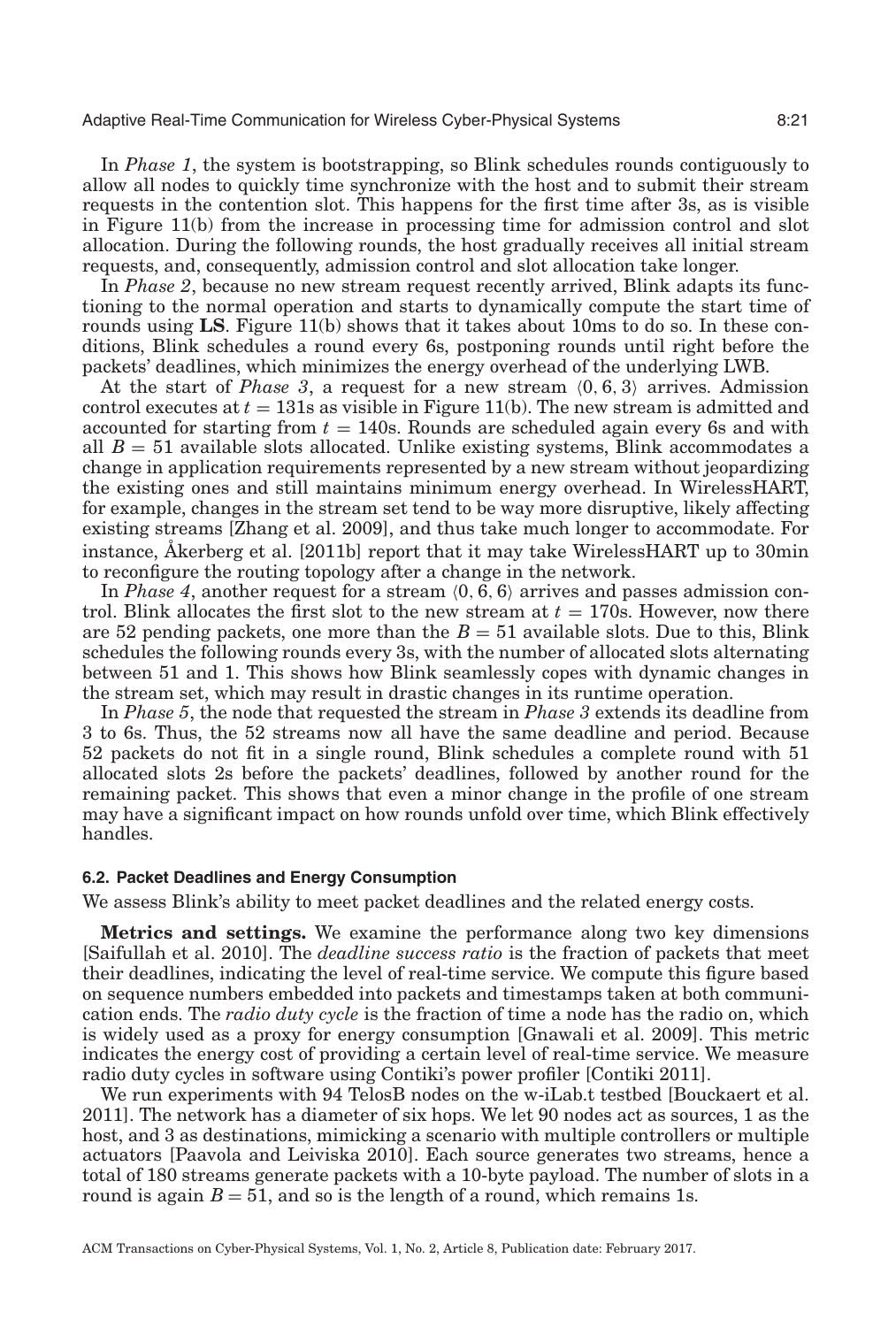In *Phase 1*, the system is bootstrapping, so Blink schedules rounds contiguously to allow all nodes to quickly time synchronize with the host and to submit their stream requests in the contention slot. This happens for the first time after 3s, as is visible in Figure 11(b) from the increase in processing time for admission control and slot allocation. During the following rounds, the host gradually receives all initial stream requests, and, consequently, admission control and slot allocation take longer.

In *Phase 2*, because no new stream request recently arrived, Blink adapts its functioning to the normal operation and starts to dynamically compute the start time of rounds using **LS**. Figure 11(b) shows that it takes about 10ms to do so. In these conditions, Blink schedules a round every 6s, postponing rounds until right before the packets' deadlines, which minimizes the energy overhead of the underlying LWB.

At the start of *Phase 3*, a request for a new stream $\langle 0, 6, 3\rangle$ arrives. Admission control executes at $t = 131$s as visible in Figure 11(b). The new stream is admitted and accounted for starting from $t = 140$s. Rounds are scheduled again every 6s and with all $B = 51$ available slots allocated. Unlike existing systems, Blink accommodates a change in application requirements represented by a new stream without jeopardizing the existing ones and still maintains minimum energy overhead. In WirelessHART, for example, changes in the stream set tend to be way more disruptive, likely affecting existing streams [Zhang et al. 2009], and thus take much longer to accommodate. For instance, Åkerberg et al. [2011b] report that it may take WirelessHART up to 30min to reconfigure the routing topology after a change in the network.

In *Phase 4*, another request for a stream $\langle 0, 6, 6\rangle$ arrives and passes admission control. Blink allocates the first slot to the new stream at $t = 170$s. However, now there are 52 pending packets, one more than the $B = 51$ available slots. Due to this, Blink schedules the following rounds every 3s, with the number of allocated slots alternating between 51 and 1. This shows how Blink seamlessly copes with dynamic changes in the stream set, which may result in drastic changes in its runtime operation.

In *Phase 5*, the node that requested the stream in *Phase 3* extends its deadline from 3 to 6s. Thus, the 52 streams now all have the same deadline and period. Because 52 packets do not fit in a single round, Blink schedules a complete round with 51 allocated slots 2s before the packets' deadlines, followed by another round for the remaining packet. This shows that even a minor change in the profile of one stream may have a significant impact on how rounds unfold over time, which Blink effectively handles.

### 6.2. Packet Deadlines and Energy Consumption

We assess Blink's ability to meet packet deadlines and the related energy costs.

**Metrics and settings.** We examine the performance along two key dimensions [Saifullah et al. 2010]. The *deadline success ratio* is the fraction of packets that meet their deadlines, indicating the level of real-time service. We compute this figure based on sequence numbers embedded into packets and timestamps taken at both communication ends. The *radio duty cycle* is the fraction of time a node has the radio on, which is widely used as a proxy for energy consumption [Gnawali et al. 2009]. This metric indicates the energy cost of providing a certain level of real-time service. We measure radio duty cycles in software using Contiki's power profiler [Contiki 2011].

We run experiments with 94 TelosB nodes on the w-iLab.t testbed [Bouckaert et al. 2011]. The network has a diameter of six hops. We let 90 nodes act as sources, 1 as the host, and 3 as destinations, mimicking a scenario with multiple controllers or multiple actuators [Paavola and Leiviska 2010]. Each source generates two streams, hence a total of 180 streams generate packets with a 10-byte payload. The number of slots in a round is again $B = 51$, and so is the length of a round, which remains 1s.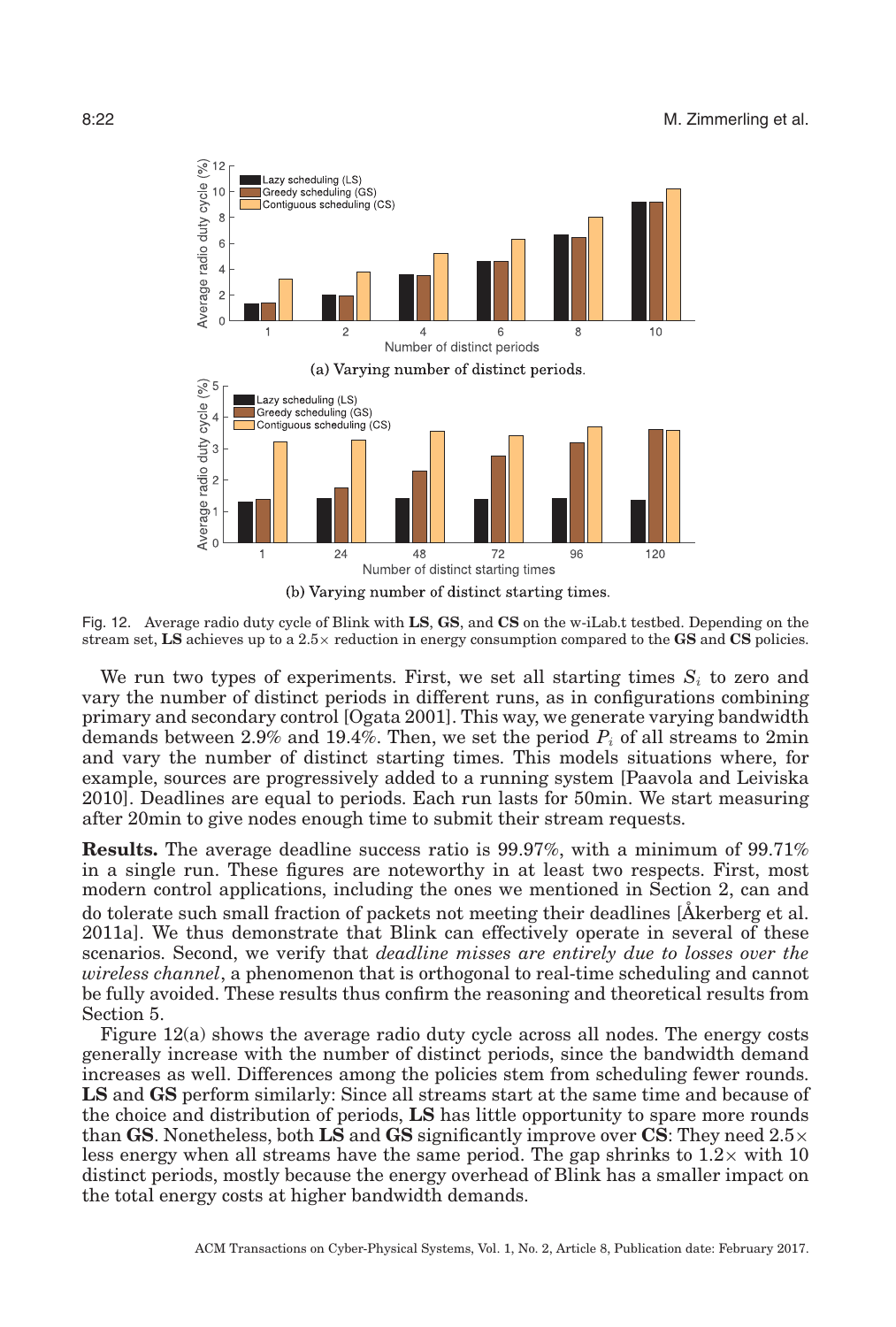Average radio duty cycle (%)

12
10
8
6
4
2
0

Lazy scheduling (LS)
Greedy scheduling (GS)
Contiguous scheduling (CS)

1 2 4 6 8 10

Number of distinct periods

(a) Varying number of distinct periods.

Average radio duty cycle (%)

5
4
3
2
1
0

Lazy scheduling (LS)
Greedy scheduling (GS)
Contiguous scheduling (CS)

1 24 48 72 96 120

Number of distinct starting times

(b) Varying number of distinct starting times.

Fig. 12. Average radio duty cycle of Blink with **LS**, **GS**, and **CS** on the w-iLab.t testbed. Depending on the stream set, **LS** achieves up to a 2.5× reduction in energy consumption compared to the **GS** and **CS** policies.

We run two types of experiments. First, we set all starting times $S_i$ to zero and vary the number of distinct periods in different runs, as in configurations combining primary and secondary control [Ogata 2001]. This way, we generate varying bandwidth demands between 2.9% and 19.4%. Then, we set the period $P_i$ of all streams to 2min and vary the number of distinct starting times. This models situations where, for example, sources are progressively added to a running system [Paavola and Leiviska 2010]. Deadlines are equal to periods. Each run lasts for 50min. We start measuring after 20min to give nodes enough time to submit their stream requests.

**Results.** The average deadline success ratio is 99.97%, with a minimum of 99.71% in a single run. These figures are noteworthy in at least two respects. First, most modern control applications, including the ones we mentioned in Section 2, can and do tolerate such small fraction of packets not meeting their deadlines [Åkerberg et al. 2011a]. We thus demonstrate that Blink can effectively operate in several of these scenarios. Second, we verify that *deadline misses are entirely due to losses over the wireless channel*, a phenomenon that is orthogonal to real-time scheduling and cannot be fully avoided. These results thus confirm the reasoning and theoretical results from Section 5.

Figure 12(a) shows the average radio duty cycle across all nodes. The energy costs generally increase with the number of distinct periods, since the bandwidth demand increases as well. Differences among the policies stem from scheduling fewer rounds. **LS** and **GS** perform similarly: Since all streams start at the same time and because of the choice and distribution of periods, **LS** has little opportunity to spare more rounds than **GS**. Nonetheless, both **LS** and **GS** significantly improve over **CS**: They need 2.5× less energy when all streams have the same period. The gap shrinks to 1.2× with 10 distinct periods, mostly because the energy overhead of Blink has a smaller impact on the total energy costs at higher bandwidth demands.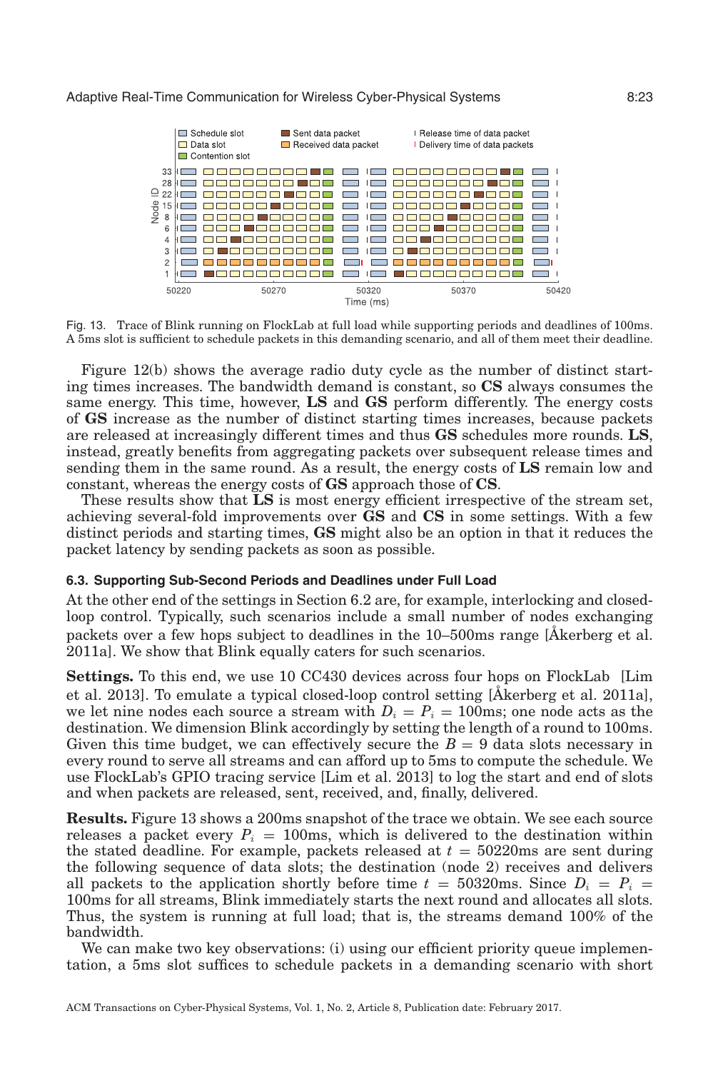Schedule slot
Data slot
Contention slot
Sent data packet
Received data packet
Release time of data packet
Delivery time of data packets

Node ID
33
28
22
15
8
6
4
3
2
1

50220
50270
50320
50370
50420
Time (ms)

Fig. 13. Trace of Blink running on FlockLab at full load while supporting periods and deadlines of 100ms. A 5ms slot is sufficient to schedule packets in this demanding scenario, and all of them meet their deadline.

Figure 12(b) shows the average radio duty cycle as the number of distinct starting times increases. The bandwidth demand is constant, so **CS** always consumes the same energy. This time, however, **LS** and **GS** perform differently. The energy costs of **GS** increase as the number of distinct starting times increases, because packets are released at increasingly different times and thus **GS** schedules more rounds. **LS**, instead, greatly benefits from aggregating packets over subsequent release times and sending them in the same round. As a result, the energy costs of **LS** remain low and constant, whereas the energy costs of **GS** approach those of **CS**.

These results show that **LS** is most energy efficient irrespective of the stream set, achieving several-fold improvements over **GS** and **CS** in some settings. With a few distinct periods and starting times, **GS** might also be an option in that it reduces the packet latency by sending packets as soon as possible.

### 6.3. Supporting Sub-Second Periods and Deadlines under Full Load

At the other end of the settings in Section 6.2 are, for example, interlocking and closed-loop control. Typically, such scenarios include a small number of nodes exchanging packets over a few hops subject to deadlines in the 10–500ms range [Åkerberg et al. 2011a]. We show that Blink equally caters for such scenarios.

**Settings.** To this end, we use 10 CC430 devices across four hops on FlockLab [Lim et al. 2013]. To emulate a typical closed-loop control setting [Åkerberg et al. 2011a], we let nine nodes each source a stream with $D_i = P_i = 100$ms; one node acts as the destination. We dimension Blink accordingly by setting the length of a round to 100ms. Given this time budget, we can effectively secure the $B = 9$ data slots necessary in every round to serve all streams and can afford up to 5ms to compute the schedule. We use FlockLab's GPIO tracing service [Lim et al. 2013] to log the start and end of slots and when packets are released, sent, received, and, finally, delivered.

**Results.** Figure 13 shows a 200ms snapshot of the trace we obtain. We see each source releases a packet every $P_i = 100$ms, which is delivered to the destination within the stated deadline. For example, packets released at $t = 50220$ms are sent during the following sequence of data slots; the destination (node 2) receives and delivers all packets to the application shortly before time $t = 50320$ms. Since $D_i = P_i = 100$ms for all streams, Blink immediately starts the next round and allocates all slots. Thus, the system is running at full load; that is, the streams demand 100% of the bandwidth.

We can make two key observations: (i) using our efficient priority queue implementation, a 5ms slot suffices to schedule packets in a demanding scenario with short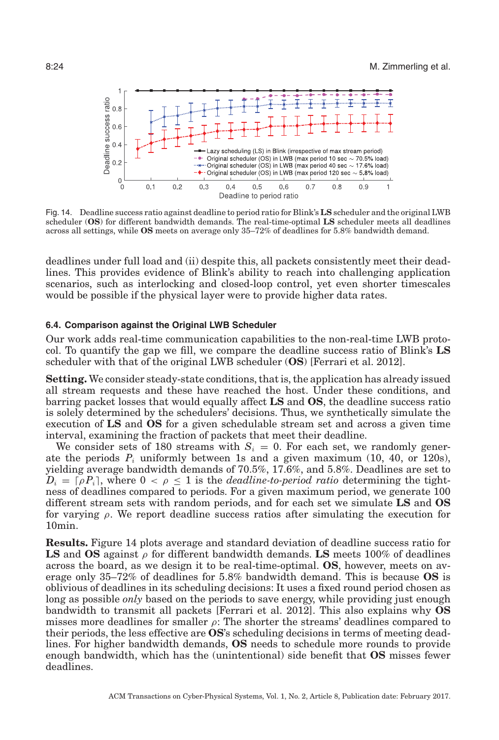1
0.8
0.6
0.4
0.2
0
Deadline success ratio
0 0.1 0.2 0.3 0.4 0.5 0.6 0.7 0.8 0.9 1
Deadline to period ratio

Lazy scheduling (LS) in Blink (irrespective of max stream period)
Original scheduler (OS) in LWB (max period 10 sec ~ 70.5% load)
Original scheduler (OS) in LWB (max period 40 sec ~ 17.6% load)
Original scheduler (OS) in LWB (max period 120 sec ~ 5.8% load)

Fig. 14. Deadline success ratio against deadline to period ratio for Blink's **LS** scheduler and the original LWB scheduler (**OS**) for different bandwidth demands. The real-time-optimal **LS** scheduler meets all deadlines across all settings, while **OS** meets on average only 35–72% of deadlines for 5.8% bandwidth demand.

deadlines under full load and (ii) despite this, all packets consistently meet their deadlines. This provides evidence of Blink's ability to reach into challenging application scenarios, such as interlocking and closed-loop control, yet even shorter timescales would be possible if the physical layer were to provide higher data rates.

### 6.4. Comparison against the Original LWB Scheduler

Our work adds real-time communication capabilities to the non-real-time LWB protocol. To quantify the gap we fill, we compare the deadline success ratio of Blink's **LS** scheduler with that of the original LWB scheduler (**OS**) [Ferrari et al. 2012].

**Setting.** We consider steady-state conditions, that is, the application has already issued all stream requests and these have reached the host. Under these conditions, and barring packet losses that would equally affect **LS** and **OS**, the deadline success ratio is solely determined by the schedulers' decisions. Thus, we synthetically simulate the execution of **LS** and **OS** for a given schedulable stream set and across a given time interval, examining the fraction of packets that meet their deadline.

We consider sets of 180 streams with $S_i = 0$. For each set, we randomly generate the periods $P_i$ uniformly between 1s and a given maximum (10, 40, or 120s), yielding average bandwidth demands of 70.5%, 17.6%, and 5.8%. Deadlines are set to $D_i = \lceil \rho P_i \rceil$, where $0 < \rho \leq 1$ is the *deadline-to-period ratio* determining the tightness of deadlines compared to periods. For a given maximum period, we generate 100 different stream sets with random periods, and for each set we simulate **LS** and **OS** for varying $\rho$. We report deadline success ratios after simulating the execution for 10min.

**Results.** Figure 14 plots average and standard deviation of deadline success ratio for **LS** and **OS** against $\rho$ for different bandwidth demands. **LS** meets 100% of deadlines across the board, as we design it to be real-time-optimal. **OS**, however, meets on average only 35–72% of deadlines for 5.8% bandwidth demand. This is because **OS** is oblivious of deadlines in its scheduling decisions: It uses a fixed round period chosen as long as possible *only* based on the periods to save energy, while providing just enough bandwidth to transmit all packets [Ferrari et al. 2012]. This also explains why **OS** misses more deadlines for smaller $\rho$: The shorter the streams' deadlines compared to their periods, the less effective are **OS**'s scheduling decisions in terms of meeting deadlines. For higher bandwidth demands, **OS** needs to schedule more rounds to provide enough bandwidth, which has the (unintentional) side benefit that **OS** misses fewer deadlines.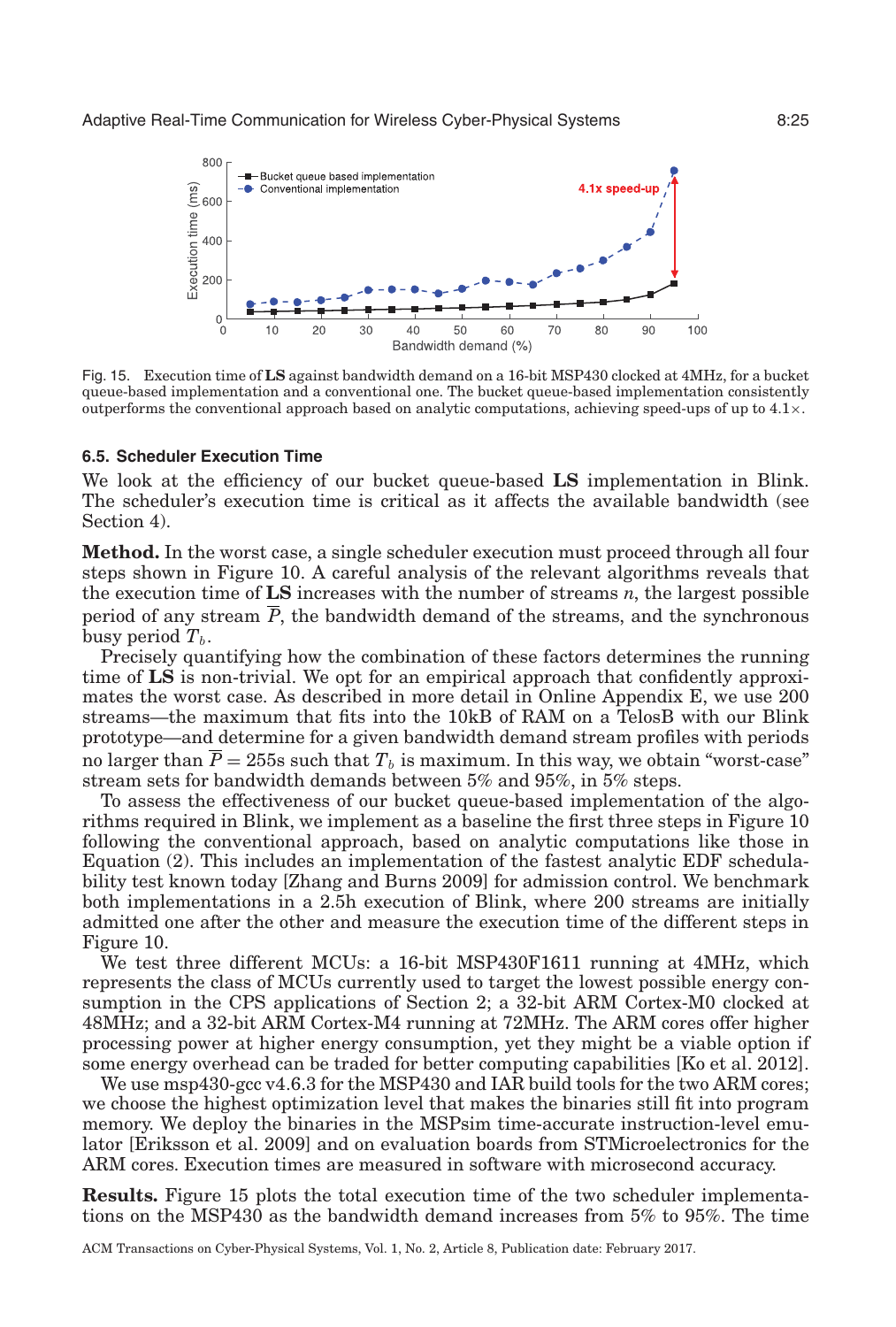800
600
400
200
0
Execution time (ms)
0 10 20 30 40 50 60 70 80 90 100
Bandwidth demand (%)
Bucket queue based implementation
Conventional implementation
4.1x speed-up

Fig. 15. Execution time of **LS** against bandwidth demand on a 16-bit MSP430 clocked at 4MHz, for a bucket queue-based implementation and a conventional one. The bucket queue-based implementation consistently outperforms the conventional approach based on analytic computations, achieving speed-ups of up to 4.1×.

### 6.5. Scheduler Execution Time

We look at the efficiency of our bucket queue-based **LS** implementation in Blink. The scheduler's execution time is critical as it affects the available bandwidth (see Section 4).

**Method.** In the worst case, a single scheduler execution must proceed through all four steps shown in Figure 10. A careful analysis of the relevant algorithms reveals that the execution time of **LS** increases with the number of streams $n$, the largest possible period of any stream $\overline{P}$, the bandwidth demand of the streams, and the synchronous busy period $T_b$.

Precisely quantifying how the combination of these factors determines the running time of **LS** is non-trivial. We opt for an empirical approach that confidently approximates the worst case. As described in more detail in Online Appendix E, we use 200 streams—the maximum that fits into the 10kB of RAM on a TelosB with our Blink prototype—and determine for a given bandwidth demand stream profiles with periods no larger than $\overline{P} = 255$s such that $T_b$ is maximum. In this way, we obtain "worst-case" stream sets for bandwidth demands between 5% and 95%, in 5% steps.

To assess the effectiveness of our bucket queue-based implementation of the algorithms required in Blink, we implement as a baseline the first three steps in Figure 10 following the conventional approach, based on analytic computations like those in Equation (2). This includes an implementation of the fastest analytic EDF schedulability test known today [Zhang and Burns 2009] for admission control. We benchmark both implementations in a 2.5h execution of Blink, where 200 streams are initially admitted one after the other and measure the execution time of the different steps in Figure 10.

We test three different MCUs: a 16-bit MSP430F1611 running at 4MHz, which represents the class of MCUs currently used to target the lowest possible energy consumption in the CPS applications of Section 2; a 32-bit ARM Cortex-M0 clocked at 48MHz; and a 32-bit ARM Cortex-M4 running at 72MHz. The ARM cores offer higher processing power at higher energy consumption, yet they might be a viable option if some energy overhead can be traded for better computing capabilities [Ko et al. 2012].

We use msp430-gcc v4.6.3 for the MSP430 and IAR build tools for the two ARM cores; we choose the highest optimization level that makes the binaries still fit into program memory. We deploy the binaries in the MSPsim time-accurate instruction-level emulator [Eriksson et al. 2009] and on evaluation boards from STMicroelectronics for the ARM cores. Execution times are measured in software with microsecond accuracy.

**Results.** Figure 15 plots the total execution time of the two scheduler implementations on the MSP430 as the bandwidth demand increases from 5% to 95%. The time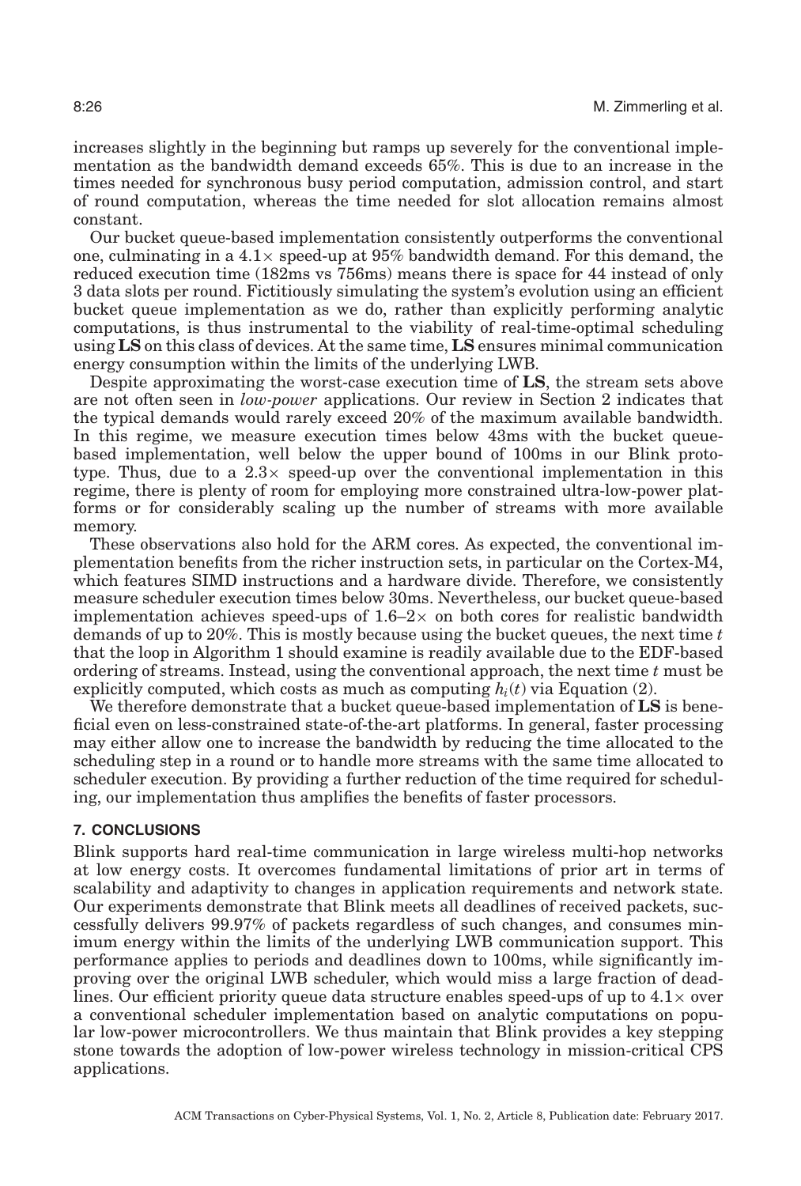increases slightly in the beginning but ramps up severely for the conventional implementation as the bandwidth demand exceeds 65%. This is due to an increase in the times needed for synchronous busy period computation, admission control, and start of round computation, whereas the time needed for slot allocation remains almost constant.

Our bucket queue-based implementation consistently outperforms the conventional one, culminating in a 4.1× speed-up at 95% bandwidth demand. For this demand, the reduced execution time (182ms vs 756ms) means there is space for 44 instead of only 3 data slots per round. Fictitiously simulating the system's evolution using an efficient bucket queue implementation as we do, rather than explicitly performing analytic computations, is thus instrumental to the viability of real-time-optimal scheduling using **LS** on this class of devices. At the same time, **LS** ensures minimal communication energy consumption within the limits of the underlying LWB.

Despite approximating the worst-case execution time of **LS**, the stream sets above are not often seen in *low-power* applications. Our review in Section 2 indicates that the typical demands would rarely exceed 20% of the maximum available bandwidth. In this regime, we measure execution times below 43ms with the bucket queue-based implementation, well below the upper bound of 100ms in our Blink prototype. Thus, due to a 2.3× speed-up over the conventional implementation in this regime, there is plenty of room for employing more constrained ultra-low-power platforms or for considerably scaling up the number of streams with more available memory.

These observations also hold for the ARM cores. As expected, the conventional implementation benefits from the richer instruction sets, in particular on the Cortex-M4, which features SIMD instructions and a hardware divide. Therefore, we consistently measure scheduler execution times below 30ms. Nevertheless, our bucket queue-based implementation achieves speed-ups of 1.6–2× on both cores for realistic bandwidth demands of up to 20%. This is mostly because using the bucket queues, the next time $t$ that the loop in Algorithm 1 should examine is readily available due to the EDF-based ordering of streams. Instead, using the conventional approach, the next time $t$ must be explicitly computed, which costs as much as computing $h_i(t)$ via Equation (2).

We therefore demonstrate that a bucket queue-based implementation of **LS** is beneficial even on less-constrained state-of-the-art platforms. In general, faster processing may either allow one to increase the bandwidth by reducing the time allocated to the scheduling step in a round or to handle more streams with the same time allocated to scheduler execution. By providing a further reduction of the time required for scheduling, our implementation thus amplifies the benefits of faster processors.

## 7. CONCLUSIONS

Blink supports hard real-time communication in large wireless multi-hop networks at low energy costs. It overcomes fundamental limitations of prior art in terms of scalability and adaptivity to changes in application requirements and network state. Our experiments demonstrate that Blink meets all deadlines of received packets, successfully delivers 99.97% of packets regardless of such changes, and consumes minimum energy within the limits of the underlying LWB communication support. This performance applies to periods and deadlines down to 100ms, while significantly improving over the original LWB scheduler, which would miss a large fraction of deadlines. Our efficient priority queue data structure enables speed-ups of up to 4.1× over a conventional scheduler implementation based on analytic computations on popular low-power microcontrollers. We thus maintain that Blink provides a key stepping stone towards the adoption of low-power wireless technology in mission-critical CPS applications.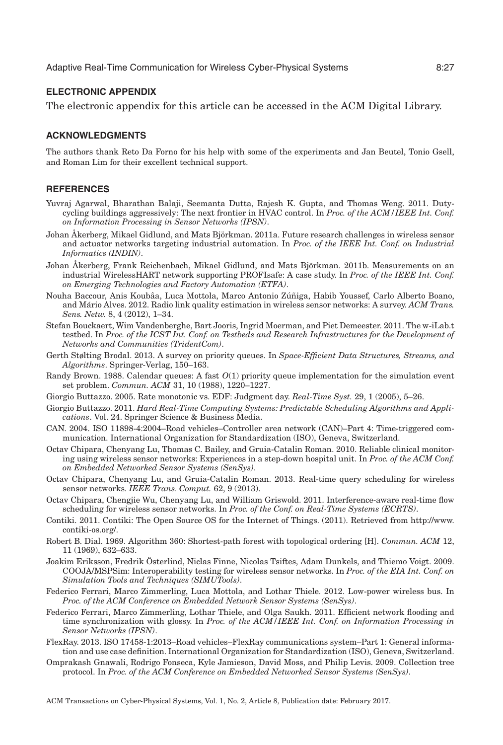## ELECTRONIC APPENDIX

The electronic appendix for this article can be accessed in the ACM Digital Library.

## ACKNOWLEDGMENTS

The authors thank Reto Da Forno for his help with some of the experiments and Jan Beutel, Tonio Gsell, and Roman Lim for their excellent technical support.

## REFERENCES

Yuvraj Agarwal, Bharathan Balaji, Seemanta Dutta, Rajesh K. Gupta, and Thomas Weng. 2011. Duty-cycling buildings aggressively: The next frontier in HVAC control. In *Proc. of the ACM/IEEE Int. Conf. on Information Processing in Sensor Networks (IPSN)*.

Johan Åkerberg, Mikael Gidlund, and Mats Björkman. 2011a. Future research challenges in wireless sensor and actuator networks targeting industrial automation. In *Proc. of the IEEE Int. Conf. on Industrial Informatics (INDIN)*.

Johan Åkerberg, Frank Reichenbach, Mikael Gidlund, and Mats Björkman. 2011b. Measurements on an industrial WirelessHART network supporting PROFIsafe: A case study. In *Proc. of the IEEE Int. Conf. on Emerging Technologies and Factory Automation (ETFA)*.

Nouha Baccour, Anis Koubâa, Luca Mottola, Marco Antonio Zúñiga, Habib Youssef, Carlo Alberto Boano, and Mário Alves. 2012. Radio link quality estimation in wireless sensor networks: A survey. *ACM Trans. Sens. Netw.* 8, 4 (2012), 1–34.

Stefan Bouckaert, Wim Vandenberghe, Bart Jooris, Ingrid Moerman, and Piet Demeester. 2011. The w-iLab.t testbed. In *Proc. of the ICST Int. Conf. on Testbeds and Research Infrastructures for the Development of Networks and Communities (TridentCom)*.

Gerth Stølting Brodal. 2013. A survey on priority queues. In *Space-Efficient Data Structures, Streams, and Algorithms*. Springer-Verlag, 150–163.

Randy Brown. 1988. Calendar queues: A fast $O(1)$ priority queue implementation for the simulation event set problem. *Commun. ACM* 31, 10 (1988), 1220–1227.

Giorgio Buttazzo. 2005. Rate monotonic vs. EDF: Judgment day. *Real-Time Syst.* 29, 1 (2005), 5–26.

Giorgio Buttazzo. 2011. *Hard Real-Time Computing Systems: Predictable Scheduling Algorithms and Applications*. Vol. 24. Springer Science & Business Media.

CAN. 2004. ISO 11898-4:2004–Road vehicles–Controller area network (CAN)–Part 4: Time-triggered communication. International Organization for Standardization (ISO), Geneva, Switzerland.

Octav Chipara, Chenyang Lu, Thomas C. Bailey, and Gruia-Catalin Roman. 2010. Reliable clinical monitoring using wireless sensor networks: Experiences in a step-down hospital unit. In *Proc. of the ACM Conf. on Embedded Networked Sensor Systems (SenSys)*.

Octav Chipara, Chenyang Lu, and Gruia-Catalin Roman. 2013. Real-time query scheduling for wireless sensor networks. *IEEE Trans. Comput.* 62, 9 (2013).

Octav Chipara, Chengjie Wu, Chenyang Lu, and William Griswold. 2011. Interference-aware real-time flow scheduling for wireless sensor networks. In *Proc. of the Conf. on Real-Time Systems (ECRTS)*.

Contiki. 2011. Contiki: The Open Source OS for the Internet of Things. (2011). Retrieved from http://www.contiki-os.org/.

Robert B. Dial. 1969. Algorithm 360: Shortest-path forest with topological ordering [H]. *Commun. ACM* 12, 11 (1969), 632–633.

Joakim Eriksson, Fredrik Österlind, Niclas Finne, Nicolas Tsiftes, Adam Dunkels, and Thiemo Voigt. 2009. COOJA/MSPSim: Interoperability testing for wireless sensor networks. In *Proc. of the EIA Int. Conf. on Simulation Tools and Techniques (SIMUTools)*.

Federico Ferrari, Marco Zimmerling, Luca Mottola, and Lothar Thiele. 2012. Low-power wireless bus. In *Proc. of the ACM Conference on Embedded Network Sensor Systems (SenSys)*.

Federico Ferrari, Marco Zimmerling, Lothar Thiele, and Olga Saukh. 2011. Efficient network flooding and time synchronization with glossy. In *Proc. of the ACM/IEEE Int. Conf. on Information Processing in Sensor Networks (IPSN)*.

FlexRay. 2013. ISO 17458-1:2013–Road vehicles–FlexRay communications system–Part 1: General information and use case definition. International Organization for Standardization (ISO), Geneva, Switzerland.

Omprakash Gnawali, Rodrigo Fonseca, Kyle Jamieson, David Moss, and Philip Levis. 2009. Collection tree protocol. In *Proc. of the ACM Conference on Embedded Networked Sensor Systems (SenSys)*.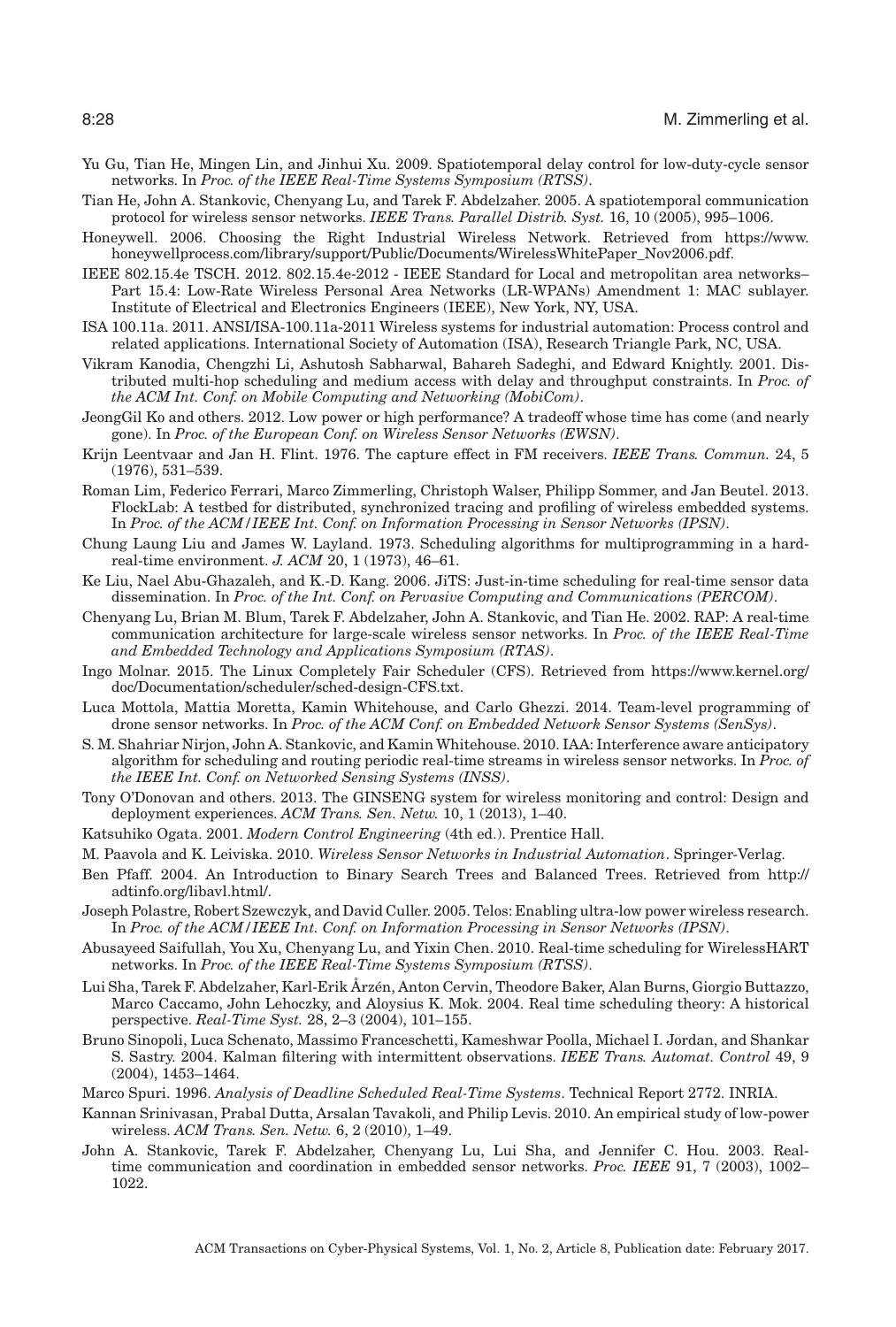Yu Gu, Tian He, Mingen Lin, and Jinhui Xu. 2009. Spatiotemporal delay control for low-duty-cycle sensor networks. In *Proc. of the IEEE Real-Time Systems Symposium (RTSS)*.

Tian He, John A. Stankovic, Chenyang Lu, and Tarek F. Abdelzaher. 2005. A spatiotemporal communication protocol for wireless sensor networks. *IEEE Trans. Parallel Distrib. Syst.* 16, 10 (2005), 995–1006.

Honeywell. 2006. Choosing the Right Industrial Wireless Network. Retrieved from https://www.honeywellprocess.com/library/support/Public/Documents/WirelessWhitePaper_Nov2006.pdf.

IEEE 802.15.4e TSCH. 2012. 802.15.4e-2012 - IEEE Standard for Local and metropolitan area networks– Part 15.4: Low-Rate Wireless Personal Area Networks (LR-WPANs) Amendment 1: MAC sublayer. Institute of Electrical and Electronics Engineers (IEEE), New York, NY, USA.

ISA 100.11a. 2011. ANSI/ISA-100.11a-2011 Wireless systems for industrial automation: Process control and related applications. International Society of Automation (ISA), Research Triangle Park, NC, USA.

Vikram Kanodia, Chengzhi Li, Ashutosh Sabharwal, Bahareh Sadeghi, and Edward Knightly. 2001. Distributed multi-hop scheduling and medium access with delay and throughput constraints. In *Proc. of the ACM Int. Conf. on Mobile Computing and Networking (MobiCom)*.

JeongGil Ko and others. 2012. Low power or high performance? A tradeoff whose time has come (and nearly gone). In *Proc. of the European Conf. on Wireless Sensor Networks (EWSN)*.

Krijn Leentvaar and Jan H. Flint. 1976. The capture effect in FM receivers. *IEEE Trans. Commun.* 24, 5 (1976), 531–539.

Roman Lim, Federico Ferrari, Marco Zimmerling, Christoph Walser, Philipp Sommer, and Jan Beutel. 2013. FlockLab: A testbed for distributed, synchronized tracing and profiling of wireless embedded systems. In *Proc. of the ACM/IEEE Int. Conf. on Information Processing in Sensor Networks (IPSN)*.

Chung Laung Liu and James W. Layland. 1973. Scheduling algorithms for multiprogramming in a hard-real-time environment. *J. ACM* 20, 1 (1973), 46–61.

Ke Liu, Nael Abu-Ghazaleh, and K.-D. Kang. 2006. JiTS: Just-in-time scheduling for real-time sensor data dissemination. In *Proc. of the Int. Conf. on Pervasive Computing and Communications (PERCOM)*.

Chenyang Lu, Brian M. Blum, Tarek F. Abdelzaher, John A. Stankovic, and Tian He. 2002. RAP: A real-time communication architecture for large-scale wireless sensor networks. In *Proc. of the IEEE Real-Time and Embedded Technology and Applications Symposium (RTAS)*.

Ingo Molnar. 2015. The Linux Completely Fair Scheduler (CFS). Retrieved from https://www.kernel.org/doc/Documentation/scheduler/sched-design-CFS.txt.

Luca Mottola, Mattia Moretta, Kamin Whitehouse, and Carlo Ghezzi. 2014. Team-level programming of drone sensor networks. In *Proc. of the ACM Conf. on Embedded Network Sensor Systems (SenSys)*.

S. M. Shahriar Nirjon, John A. Stankovic, and Kamin Whitehouse. 2010. IAA: Interference aware anticipatory algorithm for scheduling and routing periodic real-time streams in wireless sensor networks. In *Proc. of the IEEE Int. Conf. on Networked Sensing Systems (INSS)*.

Tony O'Donovan and others. 2013. The GINSENG system for wireless monitoring and control: Design and deployment experiences. *ACM Trans. Sen. Netw.* 10, 1 (2013), 1–40.

Katsuhiko Ogata. 2001. *Modern Control Engineering* (4th ed.). Prentice Hall.

M. Paavola and K. Leiviska. 2010. *Wireless Sensor Networks in Industrial Automation*. Springer-Verlag.

Ben Pfaff. 2004. An Introduction to Binary Search Trees and Balanced Trees. Retrieved from http://adtinfo.org/libavl.html/.

Joseph Polastre, Robert Szewczyk, and David Culler. 2005. Telos: Enabling ultra-low power wireless research. In *Proc. of the ACM/IEEE Int. Conf. on Information Processing in Sensor Networks (IPSN)*.

Abusayeed Saifullah, You Xu, Chenyang Lu, and Yixin Chen. 2010. Real-time scheduling for WirelessHART networks. In *Proc. of the IEEE Real-Time Systems Symposium (RTSS)*.

Lui Sha, Tarek F. Abdelzaher, Karl-Erik Årzén, Anton Cervin, Theodore Baker, Alan Burns, Giorgio Buttazzo, Marco Caccamo, John Lehoczky, and Aloysius K. Mok. 2004. Real time scheduling theory: A historical perspective. *Real-Time Syst.* 28, 2–3 (2004), 101–155.

Bruno Sinopoli, Luca Schenato, Massimo Franceschetti, Kameshwar Poolla, Michael I. Jordan, and Shankar S. Sastry. 2004. Kalman filtering with intermittent observations. *IEEE Trans. Automat. Control* 49, 9 (2004), 1453–1464.

Marco Spuri. 1996. *Analysis of Deadline Scheduled Real-Time Systems*. Technical Report 2772. INRIA.

Kannan Srinivasan, Prabal Dutta, Arsalan Tavakoli, and Philip Levis. 2010. An empirical study of low-power wireless. *ACM Trans. Sen. Netw.* 6, 2 (2010), 1–49.

John A. Stankovic, Tarek F. Abdelzaher, Chenyang Lu, Lui Sha, and Jennifer C. Hou. 2003. Real-time communication and coordination in embedded sensor networks. *Proc. IEEE* 91, 7 (2003), 1002–1022.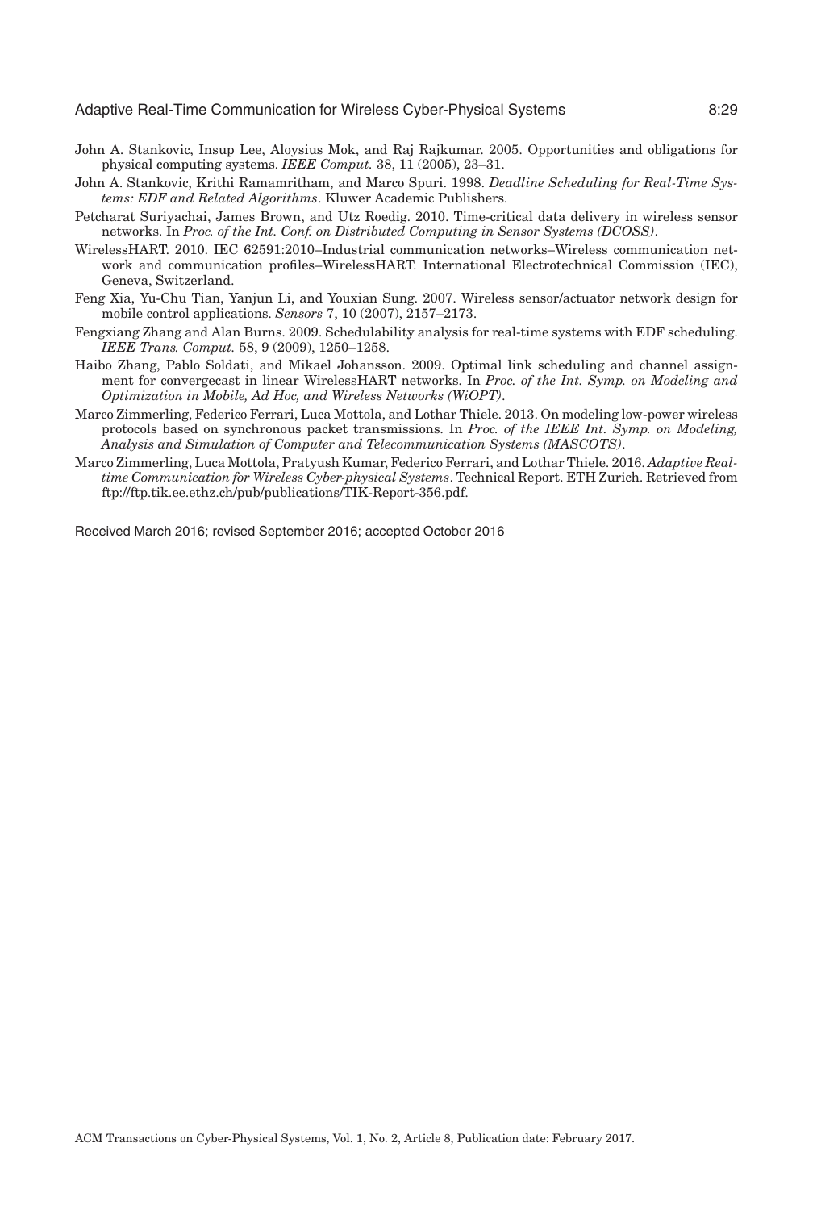John A. Stankovic, Insup Lee, Aloysius Mok, and Raj Rajkumar. 2005. Opportunities and obligations for physical computing systems. *IEEE Comput.* 38, 11 (2005), 23–31.

John A. Stankovic, Krithi Ramamritham, and Marco Spuri. 1998. *Deadline Scheduling for Real-Time Systems: EDF and Related Algorithms*. Kluwer Academic Publishers.

Petcharat Suriyachai, James Brown, and Utz Roedig. 2010. Time-critical data delivery in wireless sensor networks. In *Proc. of the Int. Conf. on Distributed Computing in Sensor Systems (DCOSS)*.

WirelessHART. 2010. IEC 62591:2010–Industrial communication networks–Wireless communication network and communication profiles–WirelessHART. International Electrotechnical Commission (IEC), Geneva, Switzerland.

Feng Xia, Yu-Chu Tian, Yanjun Li, and Youxian Sung. 2007. Wireless sensor/actuator network design for mobile control applications. *Sensors* 7, 10 (2007), 2157–2173.

Fengxiang Zhang and Alan Burns. 2009. Schedulability analysis for real-time systems with EDF scheduling. *IEEE Trans. Comput.* 58, 9 (2009), 1250–1258.

Haibo Zhang, Pablo Soldati, and Mikael Johansson. 2009. Optimal link scheduling and channel assignment for convergecast in linear WirelessHART networks. In *Proc. of the Int. Symp. on Modeling and Optimization in Mobile, Ad Hoc, and Wireless Networks (WiOPT)*.

Marco Zimmerling, Federico Ferrari, Luca Mottola, and Lothar Thiele. 2013. On modeling low-power wireless protocols based on synchronous packet transmissions. In *Proc. of the IEEE Int. Symp. on Modeling, Analysis and Simulation of Computer and Telecommunication Systems (MASCOTS)*.

Marco Zimmerling, Luca Mottola, Pratyush Kumar, Federico Ferrari, and Lothar Thiele. 2016. *Adaptive Real-time Communication for Wireless Cyber-physical Systems*. Technical Report. ETH Zurich. Retrieved from ftp://ftp.tik.ee.ethz.ch/pub/publications/TIK-Report-356.pdf.

Received March 2016; revised September 2016; accepted October 2016